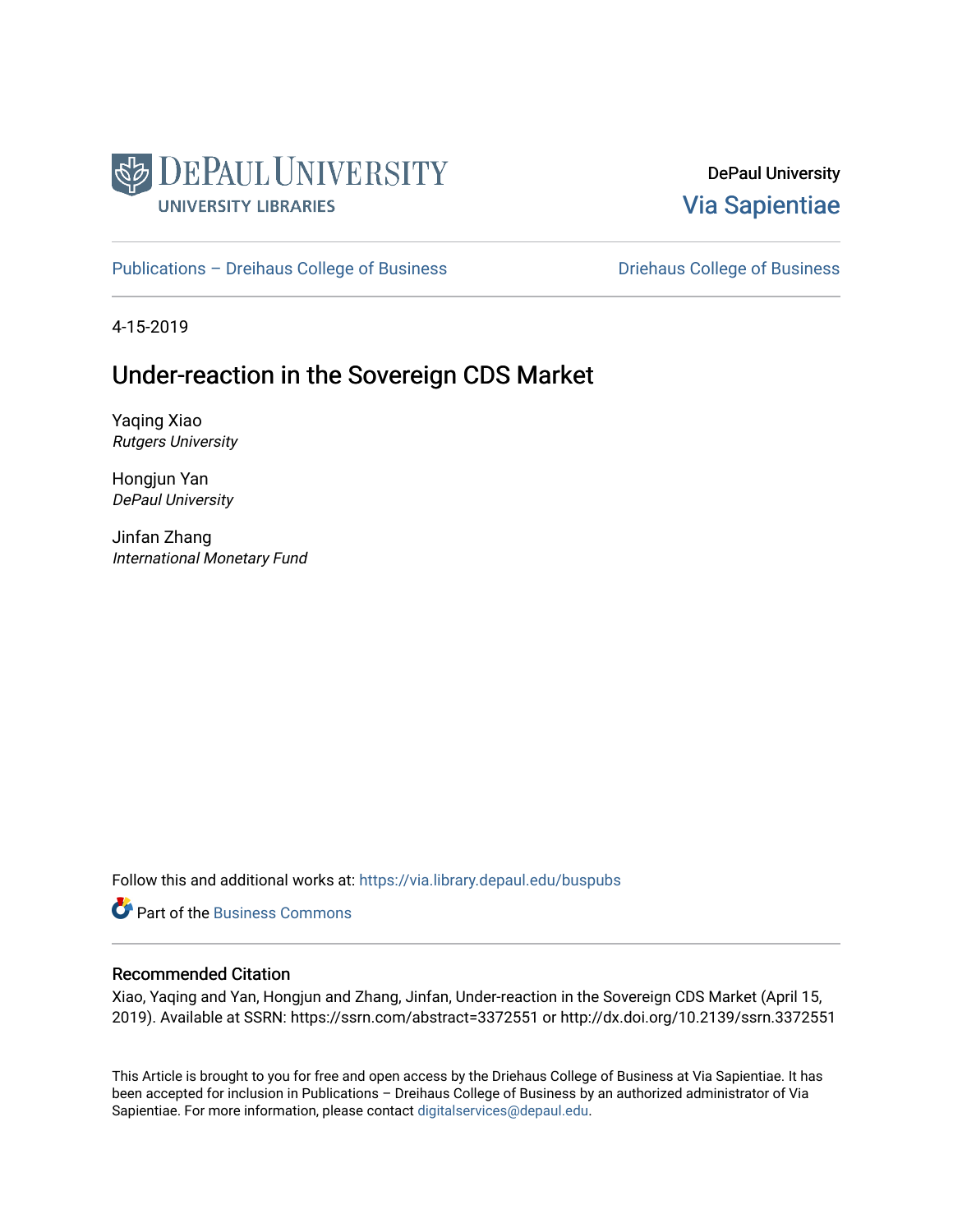DePaul University

Via Sapientiae

Publications – Dreihaus College of Business

Driehaus College of Business

4-15-2019

# Under-reaction in the Sovereign CDS Market

Yaqing Xiao
*Rutgers University*

Hongjun Yan
*DePaul University*

Jinfan Zhang
*International Monetary Fund*

Follow this and additional works at: https://via.library.depaul.edu/buspubs

Part of the Business Commons

## Recommended Citation

Xiao, Yaqing and Yan, Hongjun and Zhang, Jinfan, Under-reaction in the Sovereign CDS Market (April 15, 2019). Available at SSRN: https://ssrn.com/abstract=3372551 or http://dx.doi.org/10.2139/ssrn.3372551

This Article is brought to you for free and open access by the Driehaus College of Business at Via Sapientiae. It has been accepted for inclusion in Publications – Dreihaus College of Business by an authorized administrator of Via Sapientiae. For more information, please contact digitalservices@depaul.edu.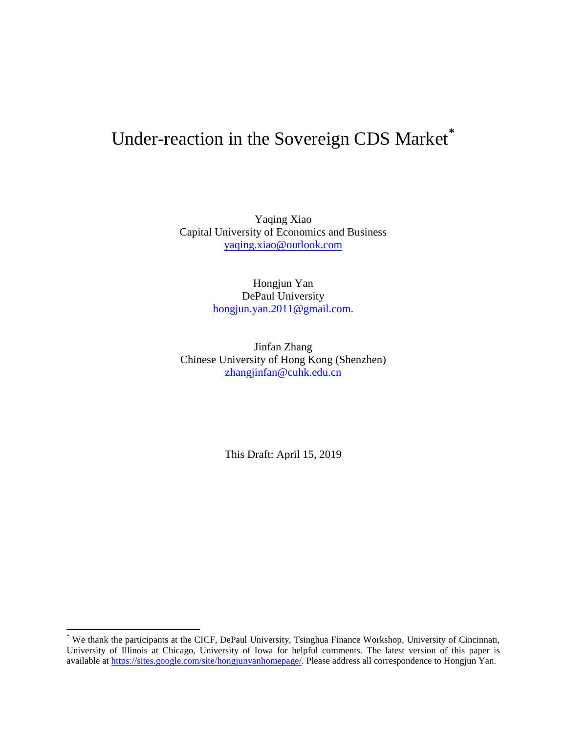# Under-reaction in the Sovereign CDS Market*

Yaqing Xiao  
Capital University of Economics and Business  
yaqing.xiao@outlook.com

Hongjun Yan  
DePaul University  
hongjun.yan.2011@gmail.com.

Jinfan Zhang  
Chinese University of Hong Kong (Shenzhen)  
zhangjinfan@cuhk.edu.cn

This Draft: April 15, 2019

---

* We thank the participants at the CICF, DePaul University, Tsinghua Finance Workshop, University of Cincinnati, University of Illinois at Chicago, University of Iowa for helpful comments. The latest version of this paper is available at https://sites.google.com/site/hongjunyanhomepage/. Please address all correspondence to Hongjun Yan.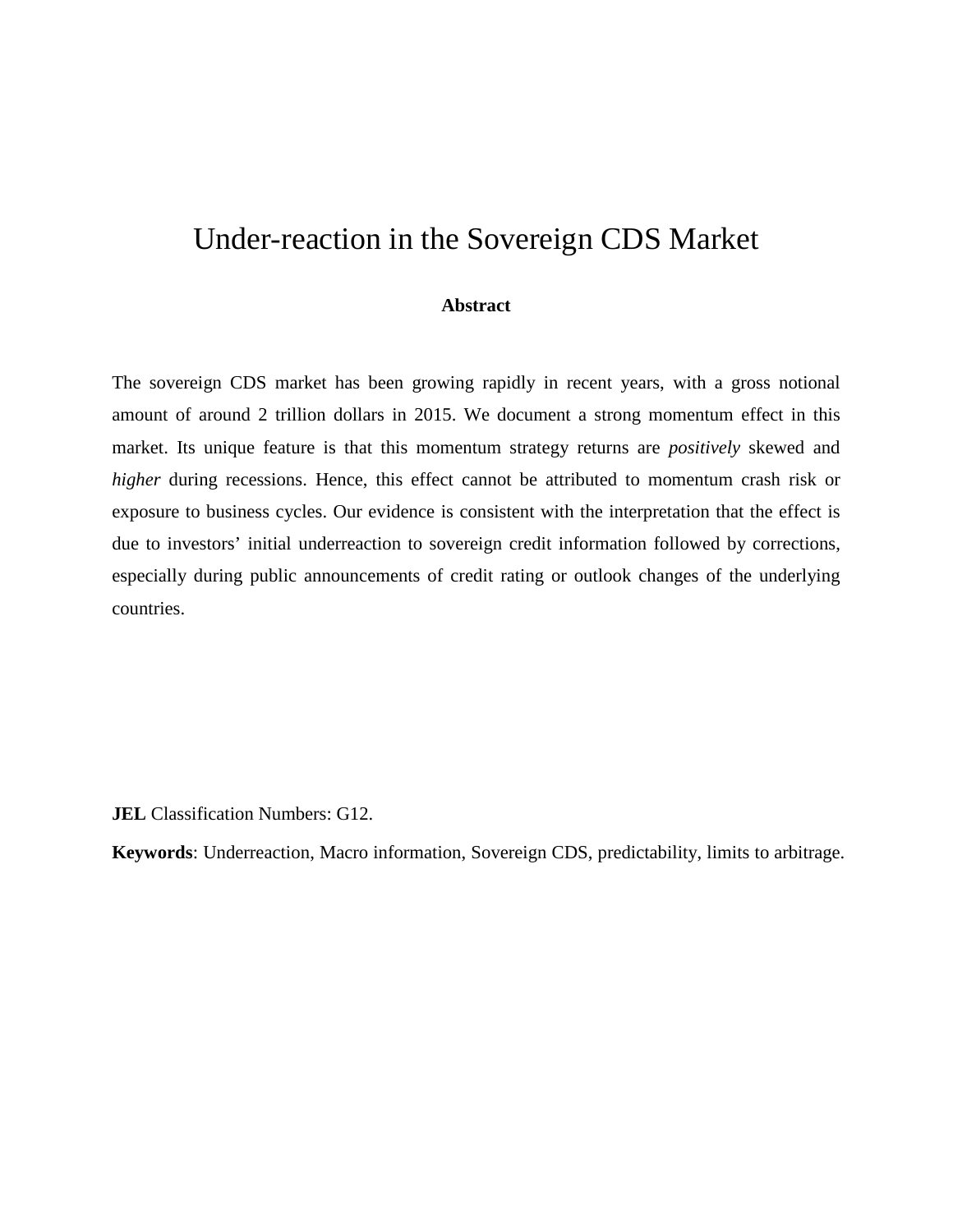# Under-reaction in the Sovereign CDS Market

**Abstract**

The sovereign CDS market has been growing rapidly in recent years, with a gross notional amount of around 2 trillion dollars in 2015. We document a strong momentum effect in this market. Its unique feature is that this momentum strategy returns are *positively* skewed and *higher* during recessions. Hence, this effect cannot be attributed to momentum crash risk or exposure to business cycles. Our evidence is consistent with the interpretation that the effect is due to investors' initial underreaction to sovereign credit information followed by corrections, especially during public announcements of credit rating or outlook changes of the underlying countries.

**JEL** Classification Numbers: G12.

**Keywords**: Underreaction, Macro information, Sovereign CDS, predictability, limits to arbitrage.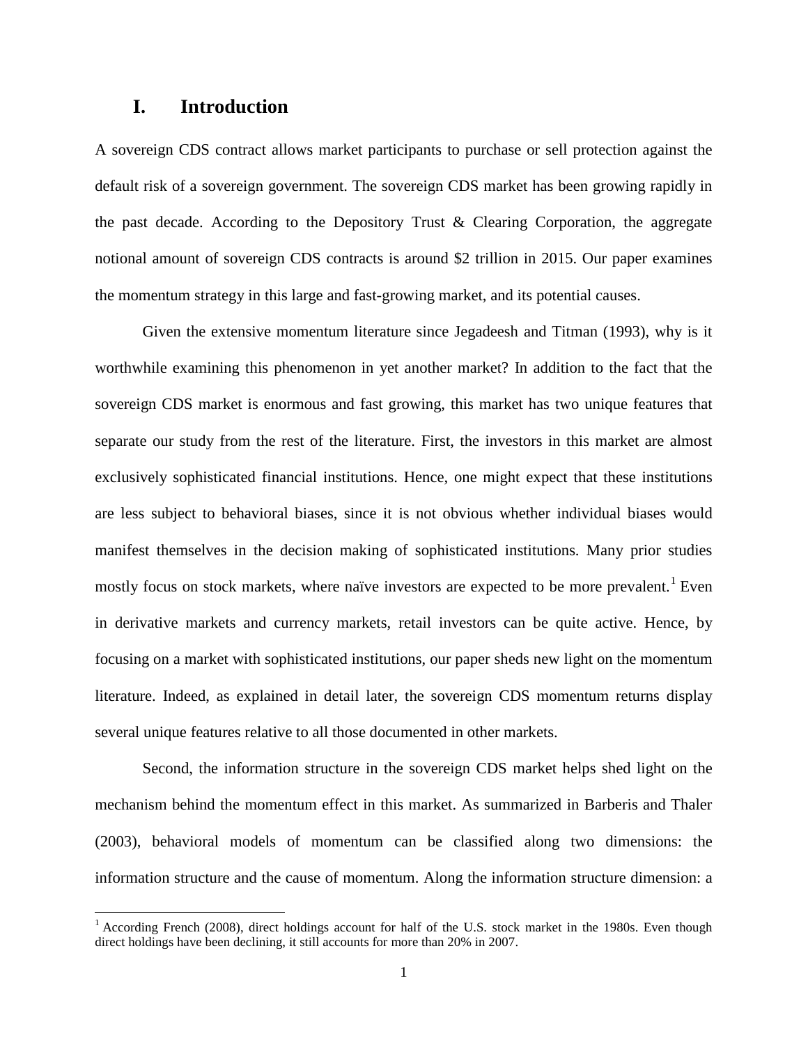## I. Introduction

A sovereign CDS contract allows market participants to purchase or sell protection against the default risk of a sovereign government. The sovereign CDS market has been growing rapidly in the past decade. According to the Depository Trust & Clearing Corporation, the aggregate notional amount of sovereign CDS contracts is around $2 trillion in 2015. Our paper examines the momentum strategy in this large and fast-growing market, and its potential causes.

Given the extensive momentum literature since Jegadeesh and Titman (1993), why is it worthwhile examining this phenomenon in yet another market? In addition to the fact that the sovereign CDS market is enormous and fast growing, this market has two unique features that separate our study from the rest of the literature. First, the investors in this market are almost exclusively sophisticated financial institutions. Hence, one might expect that these institutions are less subject to behavioral biases, since it is not obvious whether individual biases would manifest themselves in the decision making of sophisticated institutions. Many prior studies mostly focus on stock markets, where naïve investors are expected to be more prevalent.[1] Even in derivative markets and currency markets, retail investors can be quite active. Hence, by focusing on a market with sophisticated institutions, our paper sheds new light on the momentum literature. Indeed, as explained in detail later, the sovereign CDS momentum returns display several unique features relative to all those documented in other markets.

Second, the information structure in the sovereign CDS market helps shed light on the mechanism behind the momentum effect in this market. As summarized in Barberis and Thaler (2003), behavioral models of momentum can be classified along two dimensions: the information structure and the cause of momentum. Along the information structure dimension: a

[1] According French (2008), direct holdings account for half of the U.S. stock market in the 1980s. Even though direct holdings have been declining, it still accounts for more than 20% in 2007.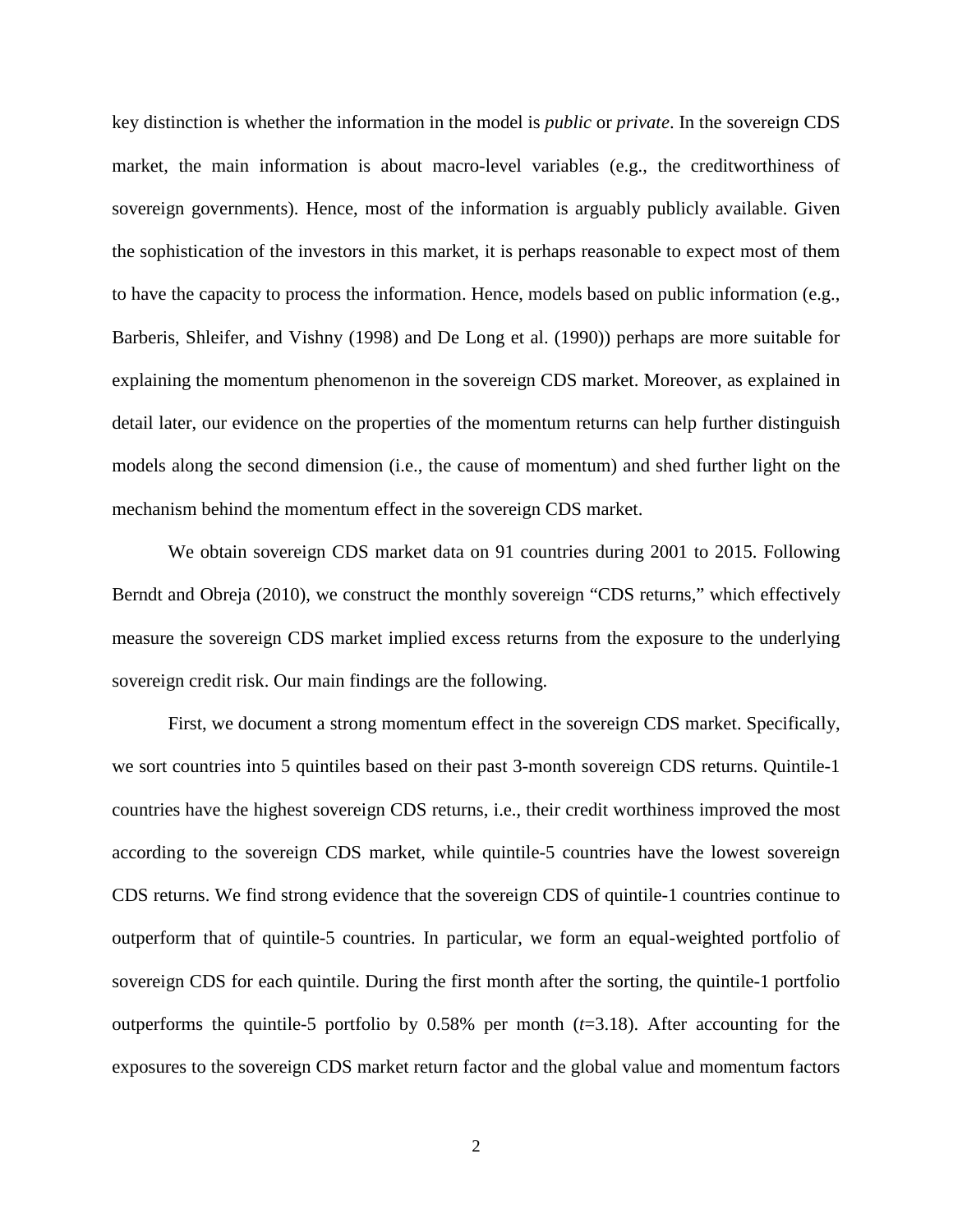key distinction is whether the information in the model is *public* or *private*. In the sovereign CDS market, the main information is about macro-level variables (e.g., the creditworthiness of sovereign governments). Hence, most of the information is arguably publicly available. Given the sophistication of the investors in this market, it is perhaps reasonable to expect most of them to have the capacity to process the information. Hence, models based on public information (e.g., Barberis, Shleifer, and Vishny (1998) and De Long et al. (1990)) perhaps are more suitable for explaining the momentum phenomenon in the sovereign CDS market. Moreover, as explained in detail later, our evidence on the properties of the momentum returns can help further distinguish models along the second dimension (i.e., the cause of momentum) and shed further light on the mechanism behind the momentum effect in the sovereign CDS market.

We obtain sovereign CDS market data on 91 countries during 2001 to 2015. Following Berndt and Obreja (2010), we construct the monthly sovereign "CDS returns," which effectively measure the sovereign CDS market implied excess returns from the exposure to the underlying sovereign credit risk. Our main findings are the following.

First, we document a strong momentum effect in the sovereign CDS market. Specifically, we sort countries into 5 quintiles based on their past 3-month sovereign CDS returns. Quintile-1 countries have the highest sovereign CDS returns, i.e., their credit worthiness improved the most according to the sovereign CDS market, while quintile-5 countries have the lowest sovereign CDS returns. We find strong evidence that the sovereign CDS of quintile-1 countries continue to outperform that of quintile-5 countries. In particular, we form an equal-weighted portfolio of sovereign CDS for each quintile. During the first month after the sorting, the quintile-1 portfolio outperforms the quintile-5 portfolio by 0.58% per month ($t$=3.18). After accounting for the exposures to the sovereign CDS market return factor and the global value and momentum factors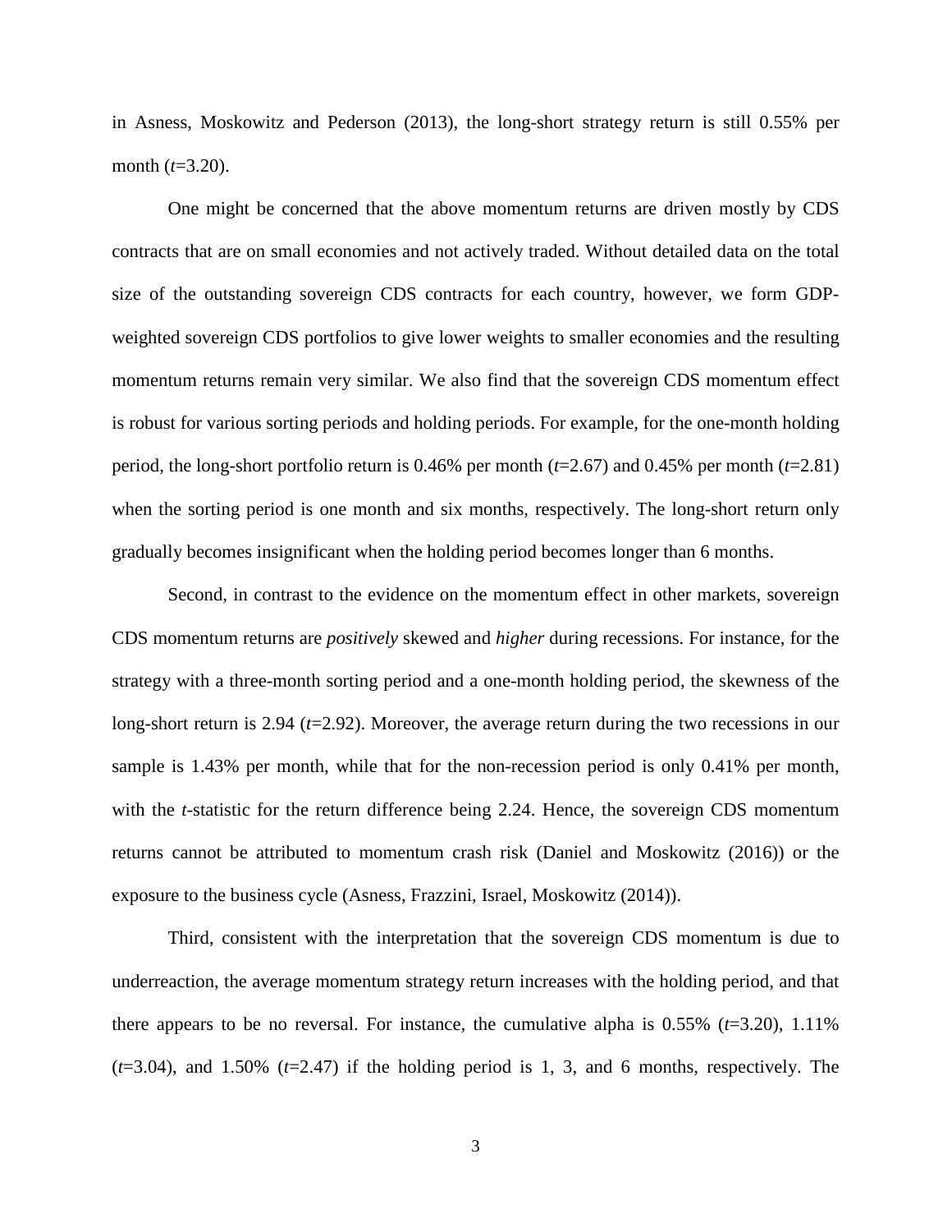in Asness, Moskowitz and Pederson (2013), the long-short strategy return is still 0.55% per month ($t$=3.20).

One might be concerned that the above momentum returns are driven mostly by CDS contracts that are on small economies and not actively traded. Without detailed data on the total size of the outstanding sovereign CDS contracts for each country, however, we form GDP-weighted sovereign CDS portfolios to give lower weights to smaller economies and the resulting momentum returns remain very similar. We also find that the sovereign CDS momentum effect is robust for various sorting periods and holding periods. For example, for the one-month holding period, the long-short portfolio return is 0.46% per month ($t$=2.67) and 0.45% per month ($t$=2.81) when the sorting period is one month and six months, respectively. The long-short return only gradually becomes insignificant when the holding period becomes longer than 6 months.

Second, in contrast to the evidence on the momentum effect in other markets, sovereign CDS momentum returns are *positively* skewed and *higher* during recessions. For instance, for the strategy with a three-month sorting period and a one-month holding period, the skewness of the long-short return is 2.94 ($t$=2.92). Moreover, the average return during the two recessions in our sample is 1.43% per month, while that for the non-recession period is only 0.41% per month, with the $t$-statistic for the return difference being 2.24. Hence, the sovereign CDS momentum returns cannot be attributed to momentum crash risk (Daniel and Moskowitz (2016)) or the exposure to the business cycle (Asness, Frazzini, Israel, Moskowitz (2014)).

Third, consistent with the interpretation that the sovereign CDS momentum is due to underreaction, the average momentum strategy return increases with the holding period, and that there appears to be no reversal. For instance, the cumulative alpha is 0.55% ($t$=3.20), 1.11% ($t$=3.04), and 1.50% ($t$=2.47) if the holding period is 1, 3, and 6 months, respectively. The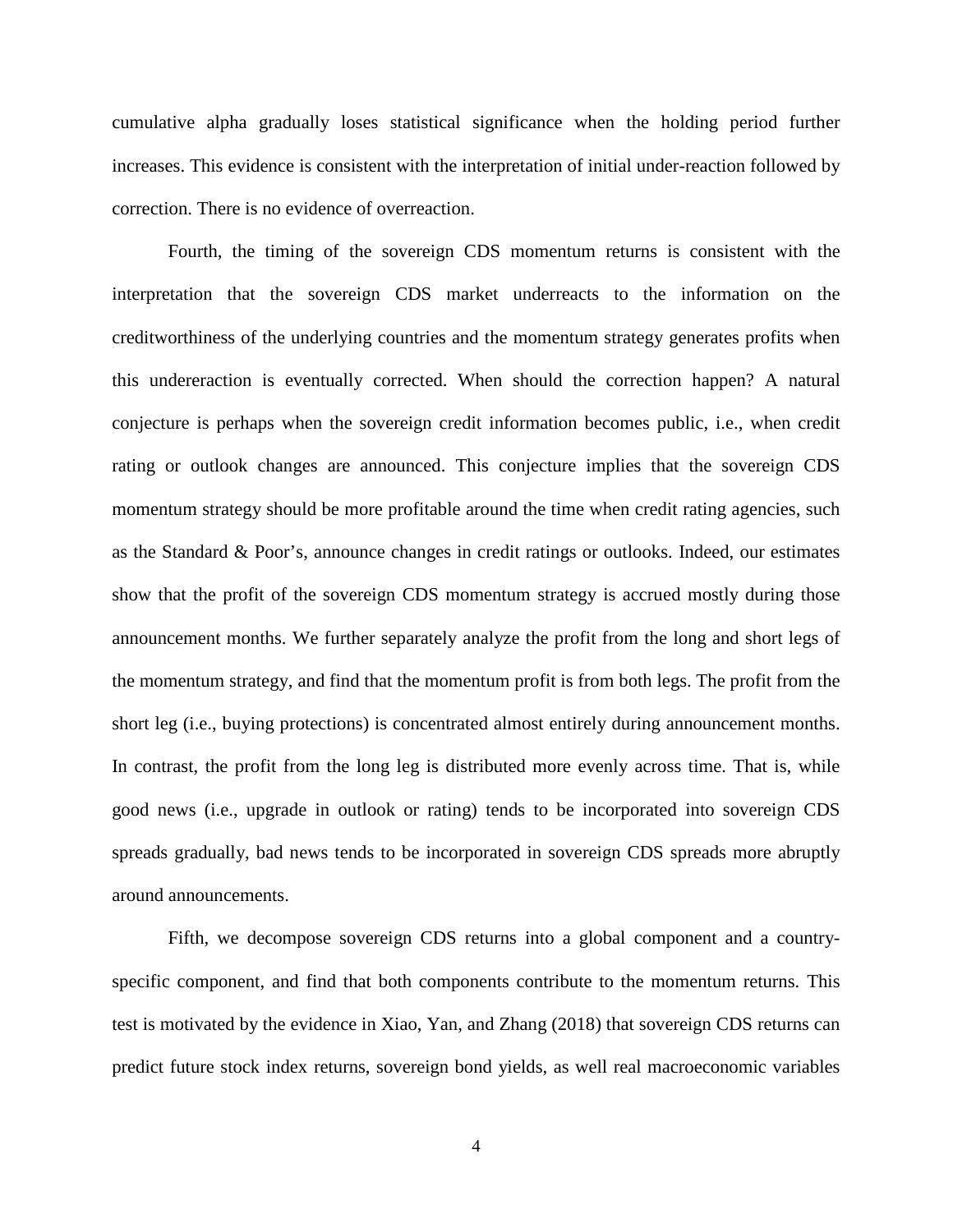cumulative alpha gradually loses statistical significance when the holding period further increases. This evidence is consistent with the interpretation of initial under-reaction followed by correction. There is no evidence of overreaction.

Fourth, the timing of the sovereign CDS momentum returns is consistent with the interpretation that the sovereign CDS market underreacts to the information on the creditworthiness of the underlying countries and the momentum strategy generates profits when this undereraction is eventually corrected. When should the correction happen? A natural conjecture is perhaps when the sovereign credit information becomes public, i.e., when credit rating or outlook changes are announced. This conjecture implies that the sovereign CDS momentum strategy should be more profitable around the time when credit rating agencies, such as the Standard & Poor's, announce changes in credit ratings or outlooks. Indeed, our estimates show that the profit of the sovereign CDS momentum strategy is accrued mostly during those announcement months. We further separately analyze the profit from the long and short legs of the momentum strategy, and find that the momentum profit is from both legs. The profit from the short leg (i.e., buying protections) is concentrated almost entirely during announcement months. In contrast, the profit from the long leg is distributed more evenly across time. That is, while good news (i.e., upgrade in outlook or rating) tends to be incorporated into sovereign CDS spreads gradually, bad news tends to be incorporated in sovereign CDS spreads more abruptly around announcements.

Fifth, we decompose sovereign CDS returns into a global component and a country-specific component, and find that both components contribute to the momentum returns. This test is motivated by the evidence in Xiao, Yan, and Zhang (2018) that sovereign CDS returns can predict future stock index returns, sovereign bond yields, as well real macroeconomic variables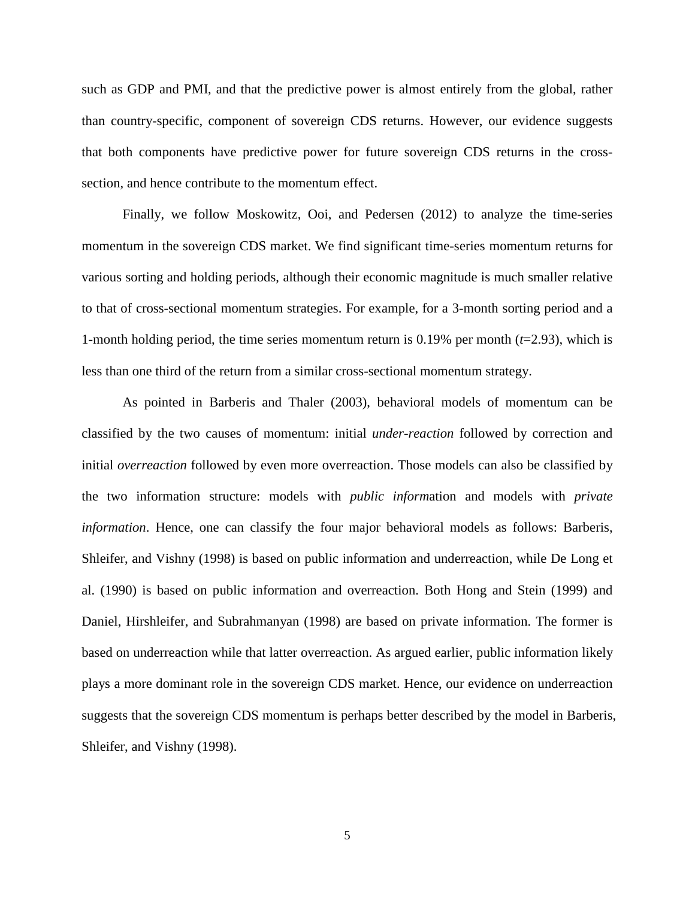such as GDP and PMI, and that the predictive power is almost entirely from the global, rather than country-specific, component of sovereign CDS returns. However, our evidence suggests that both components have predictive power for future sovereign CDS returns in the cross-section, and hence contribute to the momentum effect.

Finally, we follow Moskowitz, Ooi, and Pedersen (2012) to analyze the time-series momentum in the sovereign CDS market. We find significant time-series momentum returns for various sorting and holding periods, although their economic magnitude is much smaller relative to that of cross-sectional momentum strategies. For example, for a 3-month sorting period and a 1-month holding period, the time series momentum return is 0.19% per month ($t$=2.93), which is less than one third of the return from a similar cross-sectional momentum strategy.

As pointed in Barberis and Thaler (2003), behavioral models of momentum can be classified by the two causes of momentum: initial *under-reaction* followed by correction and initial *overreaction* followed by even more overreaction. Those models can also be classified by the two information structure: models with *public inform*ation and models with *private information*. Hence, one can classify the four major behavioral models as follows: Barberis, Shleifer, and Vishny (1998) is based on public information and underreaction, while De Long et al. (1990) is based on public information and overreaction. Both Hong and Stein (1999) and Daniel, Hirshleifer, and Subrahmanyan (1998) are based on private information. The former is based on underreaction while that latter overreaction. As argued earlier, public information likely plays a more dominant role in the sovereign CDS market. Hence, our evidence on underreaction suggests that the sovereign CDS momentum is perhaps better described by the model in Barberis, Shleifer, and Vishny (1998).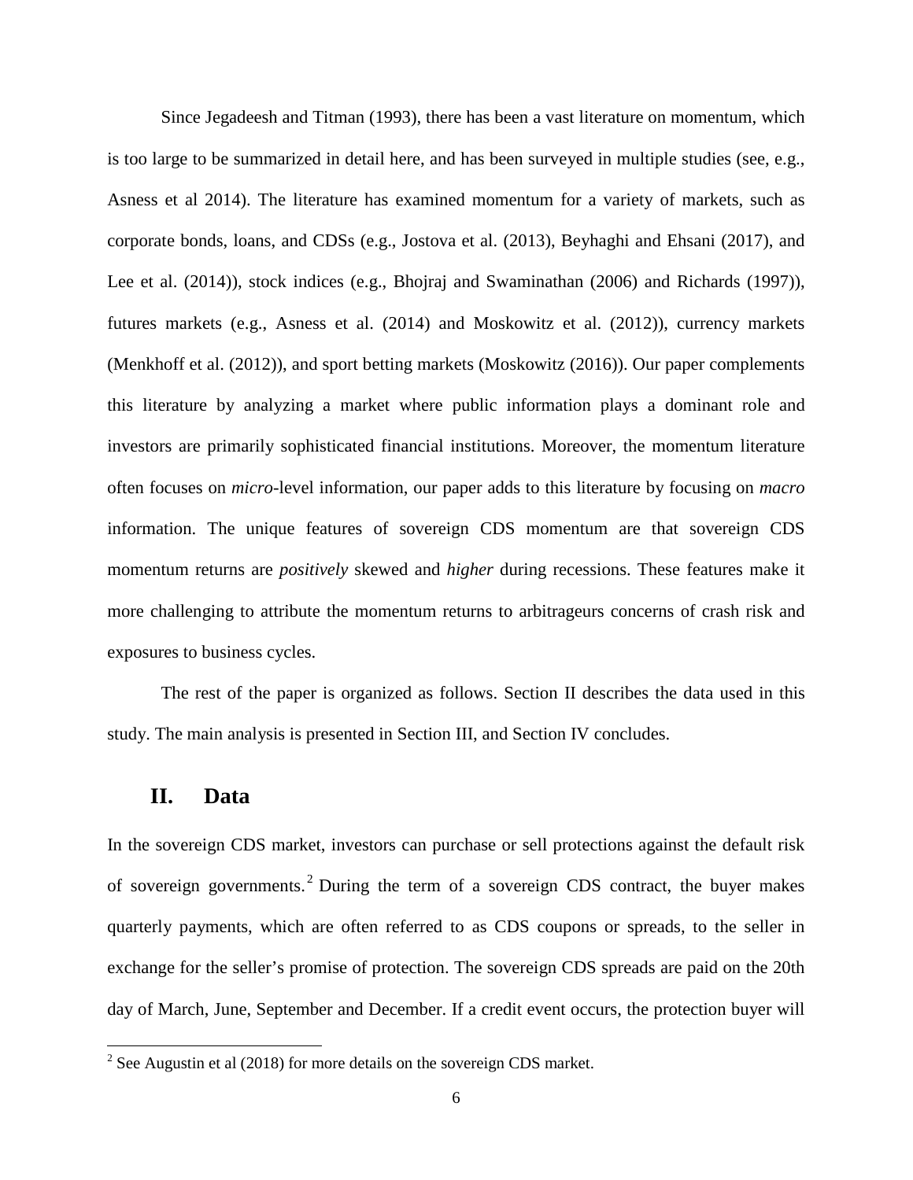Since Jegadeesh and Titman (1993), there has been a vast literature on momentum, which is too large to be summarized in detail here, and has been surveyed in multiple studies (see, e.g., Asness et al 2014). The literature has examined momentum for a variety of markets, such as corporate bonds, loans, and CDSs (e.g., Jostova et al. (2013), Beyhaghi and Ehsani (2017), and Lee et al. (2014)), stock indices (e.g., Bhojraj and Swaminathan (2006) and Richards (1997)), futures markets (e.g., Asness et al. (2014) and Moskowitz et al. (2012)), currency markets (Menkhoff et al. (2012)), and sport betting markets (Moskowitz (2016)). Our paper complements this literature by analyzing a market where public information plays a dominant role and investors are primarily sophisticated financial institutions. Moreover, the momentum literature often focuses on *micro*-level information, our paper adds to this literature by focusing on *macro* information. The unique features of sovereign CDS momentum are that sovereign CDS momentum returns are *positively* skewed and *higher* during recessions. These features make it more challenging to attribute the momentum returns to arbitrageurs concerns of crash risk and exposures to business cycles.

The rest of the paper is organized as follows. Section II describes the data used in this study. The main analysis is presented in Section III, and Section IV concludes.

## II. Data

In the sovereign CDS market, investors can purchase or sell protections against the default risk of sovereign governments.[2] During the term of a sovereign CDS contract, the buyer makes quarterly payments, which are often referred to as CDS coupons or spreads, to the seller in exchange for the seller's promise of protection. The sovereign CDS spreads are paid on the 20th day of March, June, September and December. If a credit event occurs, the protection buyer will

[2] See Augustin et al (2018) for more details on the sovereign CDS market.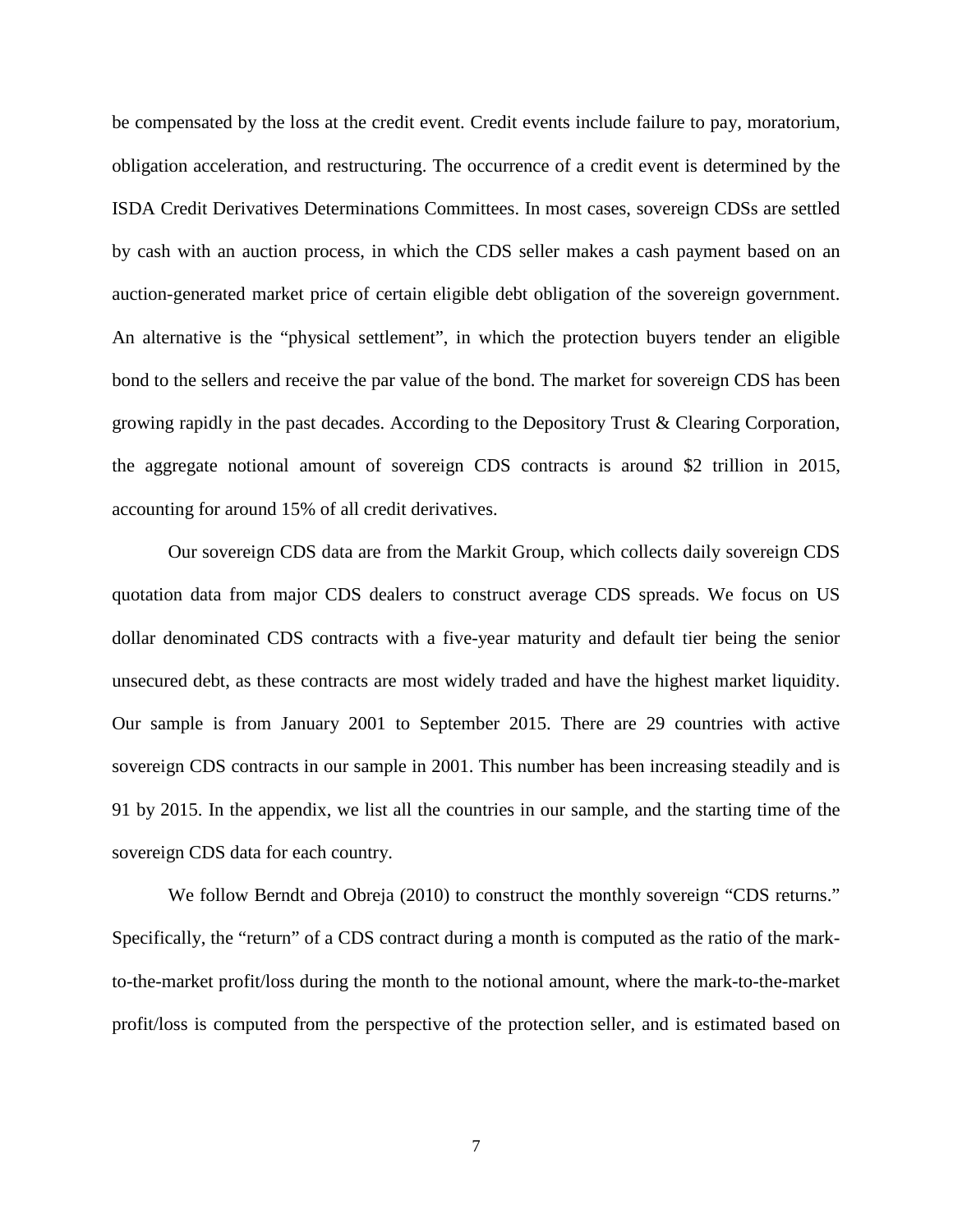be compensated by the loss at the credit event. Credit events include failure to pay, moratorium, obligation acceleration, and restructuring. The occurrence of a credit event is determined by the ISDA Credit Derivatives Determinations Committees. In most cases, sovereign CDSs are settled by cash with an auction process, in which the CDS seller makes a cash payment based on an auction-generated market price of certain eligible debt obligation of the sovereign government. An alternative is the "physical settlement", in which the protection buyers tender an eligible bond to the sellers and receive the par value of the bond. The market for sovereign CDS has been growing rapidly in the past decades. According to the Depository Trust & Clearing Corporation, the aggregate notional amount of sovereign CDS contracts is around $2 trillion in 2015, accounting for around 15% of all credit derivatives.

Our sovereign CDS data are from the Markit Group, which collects daily sovereign CDS quotation data from major CDS dealers to construct average CDS spreads. We focus on US dollar denominated CDS contracts with a five-year maturity and default tier being the senior unsecured debt, as these contracts are most widely traded and have the highest market liquidity. Our sample is from January 2001 to September 2015. There are 29 countries with active sovereign CDS contracts in our sample in 2001. This number has been increasing steadily and is 91 by 2015. In the appendix, we list all the countries in our sample, and the starting time of the sovereign CDS data for each country.

We follow Berndt and Obreja (2010) to construct the monthly sovereign "CDS returns." Specifically, the "return" of a CDS contract during a month is computed as the ratio of the mark-to-the-market profit/loss during the month to the notional amount, where the mark-to-the-market profit/loss is computed from the perspective of the protection seller, and is estimated based on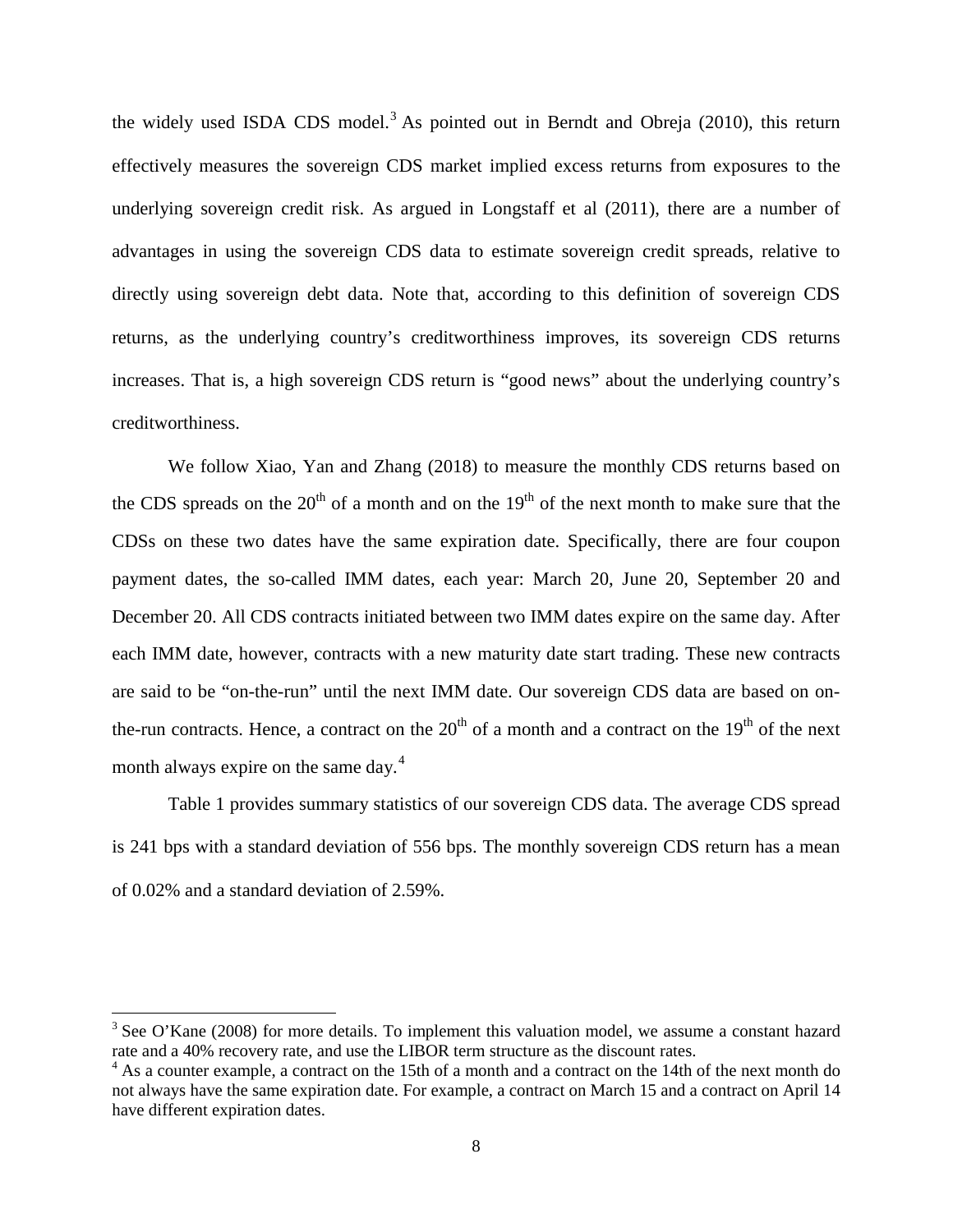the widely used ISDA CDS model.[3] As pointed out in Berndt and Obreja (2010), this return effectively measures the sovereign CDS market implied excess returns from exposures to the underlying sovereign credit risk. As argued in Longstaff et al (2011), there are a number of advantages in using the sovereign CDS data to estimate sovereign credit spreads, relative to directly using sovereign debt data. Note that, according to this definition of sovereign CDS returns, as the underlying country's creditworthiness improves, its sovereign CDS returns increases. That is, a high sovereign CDS return is "good news" about the underlying country's creditworthiness.

We follow Xiao, Yan and Zhang (2018) to measure the monthly CDS returns based on the CDS spreads on the 20th of a month and on the 19th of the next month to make sure that the CDSs on these two dates have the same expiration date. Specifically, there are four coupon payment dates, the so-called IMM dates, each year: March 20, June 20, September 20 and December 20. All CDS contracts initiated between two IMM dates expire on the same day. After each IMM date, however, contracts with a new maturity date start trading. These new contracts are said to be "on-the-run" until the next IMM date. Our sovereign CDS data are based on on-the-run contracts. Hence, a contract on the 20th of a month and a contract on the 19th of the next month always expire on the same day.[4]

Table 1 provides summary statistics of our sovereign CDS data. The average CDS spread is 241 bps with a standard deviation of 556 bps. The monthly sovereign CDS return has a mean of 0.02% and a standard deviation of 2.59%.

---

[3] See O'Kane (2008) for more details. To implement this valuation model, we assume a constant hazard rate and a 40% recovery rate, and use the LIBOR term structure as the discount rates.

[4] As a counter example, a contract on the 15th of a month and a contract on the 14th of the next month do not always have the same expiration date. For example, a contract on March 15 and a contract on April 14 have different expiration dates.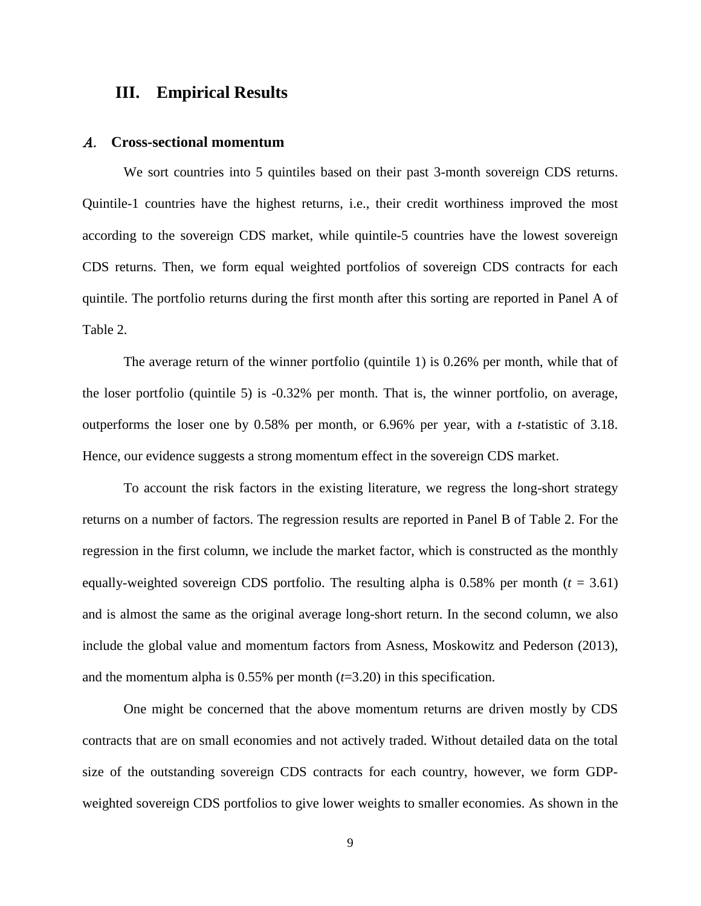## III. Empirical Results

### *A.* Cross-sectional momentum

We sort countries into 5 quintiles based on their past 3-month sovereign CDS returns. Quintile-1 countries have the highest returns, i.e., their credit worthiness improved the most according to the sovereign CDS market, while quintile-5 countries have the lowest sovereign CDS returns. Then, we form equal weighted portfolios of sovereign CDS contracts for each quintile. The portfolio returns during the first month after this sorting are reported in Panel A of Table 2.

The average return of the winner portfolio (quintile 1) is 0.26% per month, while that of the loser portfolio (quintile 5) is -0.32% per month. That is, the winner portfolio, on average, outperforms the loser one by 0.58% per month, or 6.96% per year, with a *t*-statistic of 3.18. Hence, our evidence suggests a strong momentum effect in the sovereign CDS market.

To account the risk factors in the existing literature, we regress the long-short strategy returns on a number of factors. The regression results are reported in Panel B of Table 2. For the regression in the first column, we include the market factor, which is constructed as the monthly equally-weighted sovereign CDS portfolio. The resulting alpha is 0.58% per month ($t$ = 3.61) and is almost the same as the original average long-short return. In the second column, we also include the global value and momentum factors from Asness, Moskowitz and Pederson (2013), and the momentum alpha is 0.55% per month ($t$=3.20) in this specification.

One might be concerned that the above momentum returns are driven mostly by CDS contracts that are on small economies and not actively traded. Without detailed data on the total size of the outstanding sovereign CDS contracts for each country, however, we form GDP-weighted sovereign CDS portfolios to give lower weights to smaller economies. As shown in the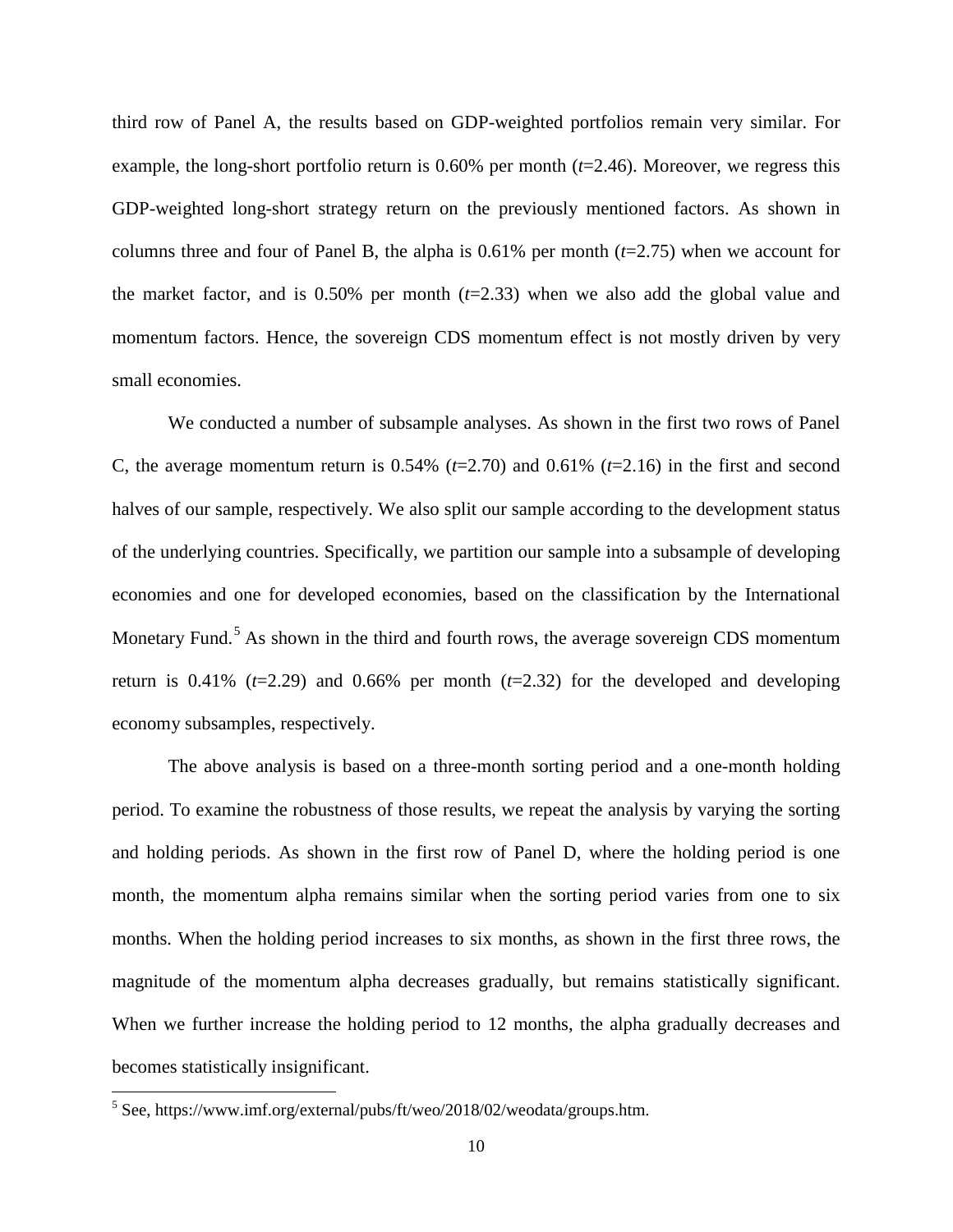third row of Panel A, the results based on GDP-weighted portfolios remain very similar. For example, the long-short portfolio return is 0.60% per month ($t$=2.46). Moreover, we regress this GDP-weighted long-short strategy return on the previously mentioned factors. As shown in columns three and four of Panel B, the alpha is 0.61% per month ($t$=2.75) when we account for the market factor, and is 0.50% per month ($t$=2.33) when we also add the global value and momentum factors. Hence, the sovereign CDS momentum effect is not mostly driven by very small economies.

We conducted a number of subsample analyses. As shown in the first two rows of Panel C, the average momentum return is 0.54% ($t$=2.70) and 0.61% ($t$=2.16) in the first and second halves of our sample, respectively. We also split our sample according to the development status of the underlying countries. Specifically, we partition our sample into a subsample of developing economies and one for developed economies, based on the classification by the International Monetary Fund.[5] As shown in the third and fourth rows, the average sovereign CDS momentum return is 0.41% ($t$=2.29) and 0.66% per month ($t$=2.32) for the developed and developing economy subsamples, respectively.

The above analysis is based on a three-month sorting period and a one-month holding period. To examine the robustness of those results, we repeat the analysis by varying the sorting and holding periods. As shown in the first row of Panel D, where the holding period is one month, the momentum alpha remains similar when the sorting period varies from one to six months. When the holding period increases to six months, as shown in the first three rows, the magnitude of the momentum alpha decreases gradually, but remains statistically significant. When we further increase the holding period to 12 months, the alpha gradually decreases and becomes statistically insignificant.

[5] See, https://www.imf.org/external/pubs/ft/weo/2018/02/weodata/groups.htm.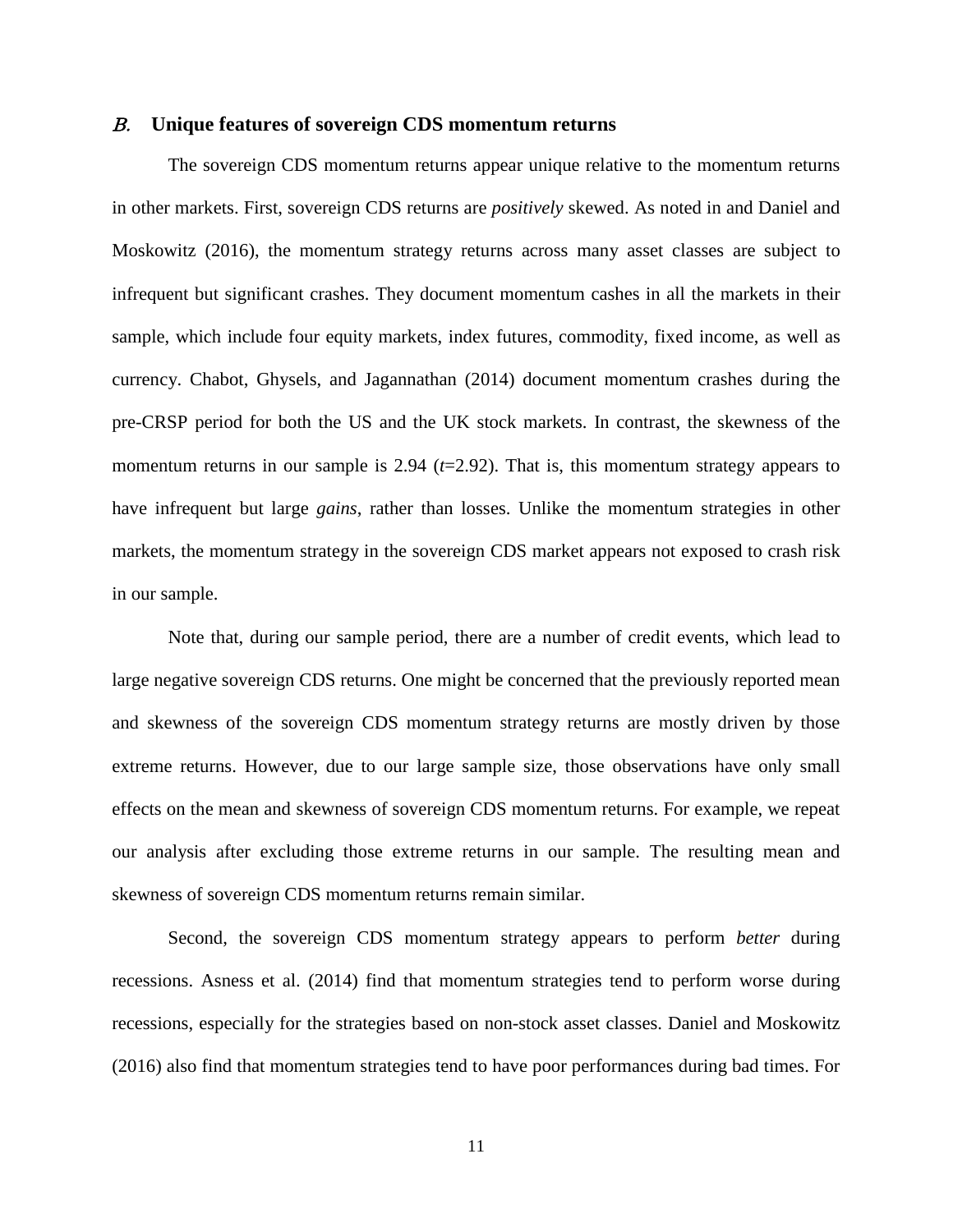### *B.* Unique features of sovereign CDS momentum returns

The sovereign CDS momentum returns appear unique relative to the momentum returns in other markets. First, sovereign CDS returns are *positively* skewed. As noted in and Daniel and Moskowitz (2016), the momentum strategy returns across many asset classes are subject to infrequent but significant crashes. They document momentum cashes in all the markets in their sample, which include four equity markets, index futures, commodity, fixed income, as well as currency. Chabot, Ghysels, and Jagannathan (2014) document momentum crashes during the pre-CRSP period for both the US and the UK stock markets. In contrast, the skewness of the momentum returns in our sample is 2.94 ($t$=2.92). That is, this momentum strategy appears to have infrequent but large *gains*, rather than losses. Unlike the momentum strategies in other markets, the momentum strategy in the sovereign CDS market appears not exposed to crash risk in our sample.

Note that, during our sample period, there are a number of credit events, which lead to large negative sovereign CDS returns. One might be concerned that the previously reported mean and skewness of the sovereign CDS momentum strategy returns are mostly driven by those extreme returns. However, due to our large sample size, those observations have only small effects on the mean and skewness of sovereign CDS momentum returns. For example, we repeat our analysis after excluding those extreme returns in our sample. The resulting mean and skewness of sovereign CDS momentum returns remain similar.

Second, the sovereign CDS momentum strategy appears to perform *better* during recessions. Asness et al. (2014) find that momentum strategies tend to perform worse during recessions, especially for the strategies based on non-stock asset classes. Daniel and Moskowitz (2016) also find that momentum strategies tend to have poor performances during bad times. For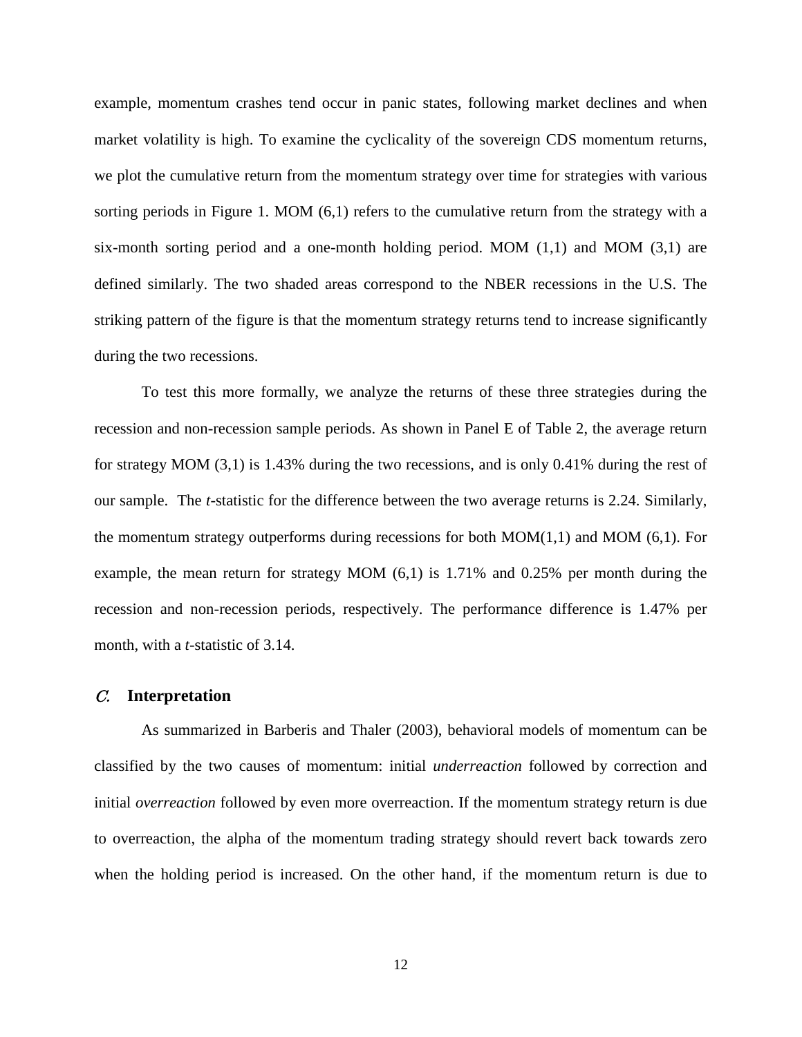example, momentum crashes tend occur in panic states, following market declines and when market volatility is high. To examine the cyclicality of the sovereign CDS momentum returns, we plot the cumulative return from the momentum strategy over time for strategies with various sorting periods in Figure 1. MOM (6,1) refers to the cumulative return from the strategy with a six-month sorting period and a one-month holding period. MOM (1,1) and MOM (3,1) are defined similarly. The two shaded areas correspond to the NBER recessions in the U.S. The striking pattern of the figure is that the momentum strategy returns tend to increase significantly during the two recessions.

To test this more formally, we analyze the returns of these three strategies during the recession and non-recession sample periods. As shown in Panel E of Table 2, the average return for strategy MOM (3,1) is 1.43% during the two recessions, and is only 0.41% during the rest of our sample. The *t*-statistic for the difference between the two average returns is 2.24. Similarly, the momentum strategy outperforms during recessions for both MOM(1,1) and MOM (6,1). For example, the mean return for strategy MOM (6,1) is 1.71% and 0.25% per month during the recession and non-recession periods, respectively. The performance difference is 1.47% per month, with a *t*-statistic of 3.14.

### *C.* Interpretation

As summarized in Barberis and Thaler (2003), behavioral models of momentum can be classified by the two causes of momentum: initial *underreaction* followed by correction and initial *overreaction* followed by even more overreaction. If the momentum strategy return is due to overreaction, the alpha of the momentum trading strategy should revert back towards zero when the holding period is increased. On the other hand, if the momentum return is due to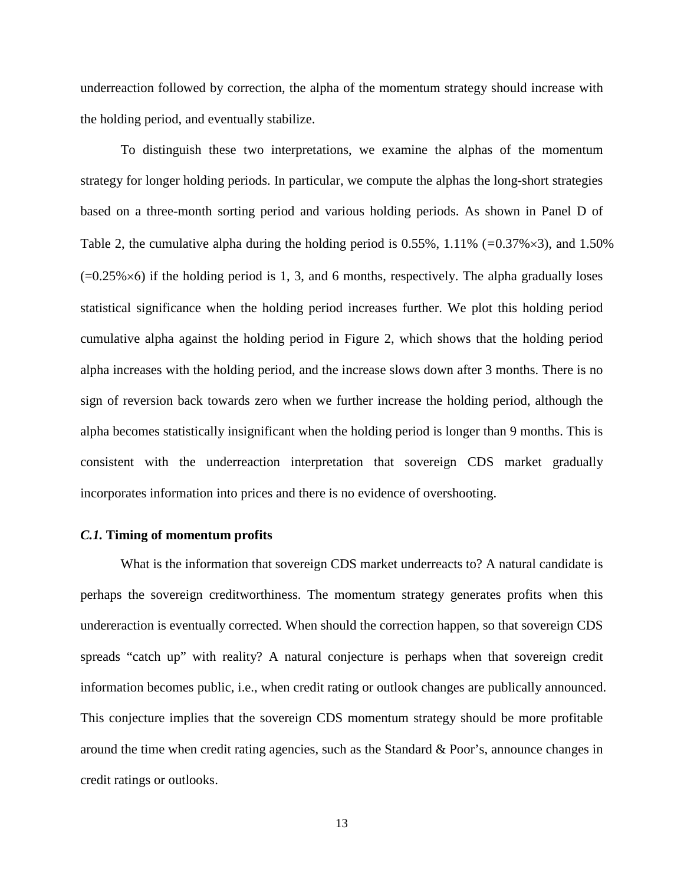underreaction followed by correction, the alpha of the momentum strategy should increase with the holding period, and eventually stabilize.

To distinguish these two interpretations, we examine the alphas of the momentum strategy for longer holding periods. In particular, we compute the alphas the long-short strategies based on a three-month sorting period and various holding periods. As shown in Panel D of Table 2, the cumulative alpha during the holding period is 0.55%, 1.11% (=0.37%×3), and 1.50% (=0.25%×6) if the holding period is 1, 3, and 6 months, respectively. The alpha gradually loses statistical significance when the holding period increases further. We plot this holding period cumulative alpha against the holding period in Figure 2, which shows that the holding period alpha increases with the holding period, and the increase slows down after 3 months. There is no sign of reversion back towards zero when we further increase the holding period, although the alpha becomes statistically insignificant when the holding period is longer than 9 months. This is consistent with the underreaction interpretation that sovereign CDS market gradually incorporates information into prices and there is no evidence of overshooting.

### *C.1.* Timing of momentum profits

What is the information that sovereign CDS market underreacts to? A natural candidate is perhaps the sovereign creditworthiness. The momentum strategy generates profits when this undereraction is eventually corrected. When should the correction happen, so that sovereign CDS spreads "catch up" with reality? A natural conjecture is perhaps when that sovereign credit information becomes public, i.e., when credit rating or outlook changes are publically announced. This conjecture implies that the sovereign CDS momentum strategy should be more profitable around the time when credit rating agencies, such as the Standard & Poor's, announce changes in credit ratings or outlooks.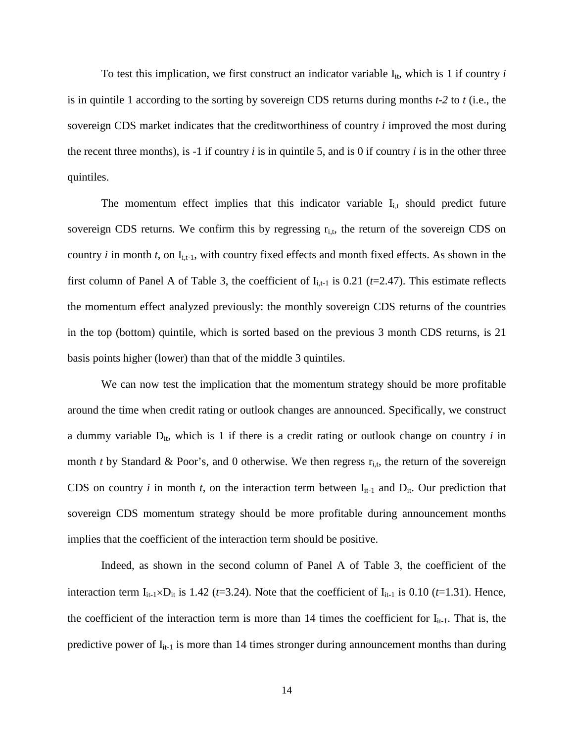To test this implication, we first construct an indicator variable $I_{it}$, which is 1 if country *i* is in quintile 1 according to the sorting by sovereign CDS returns during months *t-2* to *t* (i.e., the sovereign CDS market indicates that the creditworthiness of country *i* improved the most during the recent three months), is -1 if country *i* is in quintile 5, and is 0 if country *i* is in the other three quintiles.

The momentum effect implies that this indicator variable $I_{i,t}$ should predict future sovereign CDS returns. We confirm this by regressing $r_{i,t}$, the return of the sovereign CDS on country *i* in month *t*, on $I_{i,t-1}$, with country fixed effects and month fixed effects. As shown in the first column of Panel A of Table 3, the coefficient of $I_{i,t-1}$ is 0.21 (*t*=2.47). This estimate reflects the momentum effect analyzed previously: the monthly sovereign CDS returns of the countries in the top (bottom) quintile, which is sorted based on the previous 3 month CDS returns, is 21 basis points higher (lower) than that of the middle 3 quintiles.

We can now test the implication that the momentum strategy should be more profitable around the time when credit rating or outlook changes are announced. Specifically, we construct a dummy variable $D_{it}$, which is 1 if there is a credit rating or outlook change on country *i* in month *t* by Standard & Poor's, and 0 otherwise. We then regress $r_{i,t}$, the return of the sovereign CDS on country *i* in month *t*, on the interaction term between $I_{it-1}$ and $D_{it}$. Our prediction that sovereign CDS momentum strategy should be more profitable during announcement months implies that the coefficient of the interaction term should be positive.

Indeed, as shown in the second column of Panel A of Table 3, the coefficient of the interaction term $I_{it-1} \times D_{it}$ is 1.42 (*t*=3.24). Note that the coefficient of $I_{it-1}$ is 0.10 (*t*=1.31). Hence, the coefficient of the interaction term is more than 14 times the coefficient for $I_{it-1}$. That is, the predictive power of $I_{it-1}$ is more than 14 times stronger during announcement months than during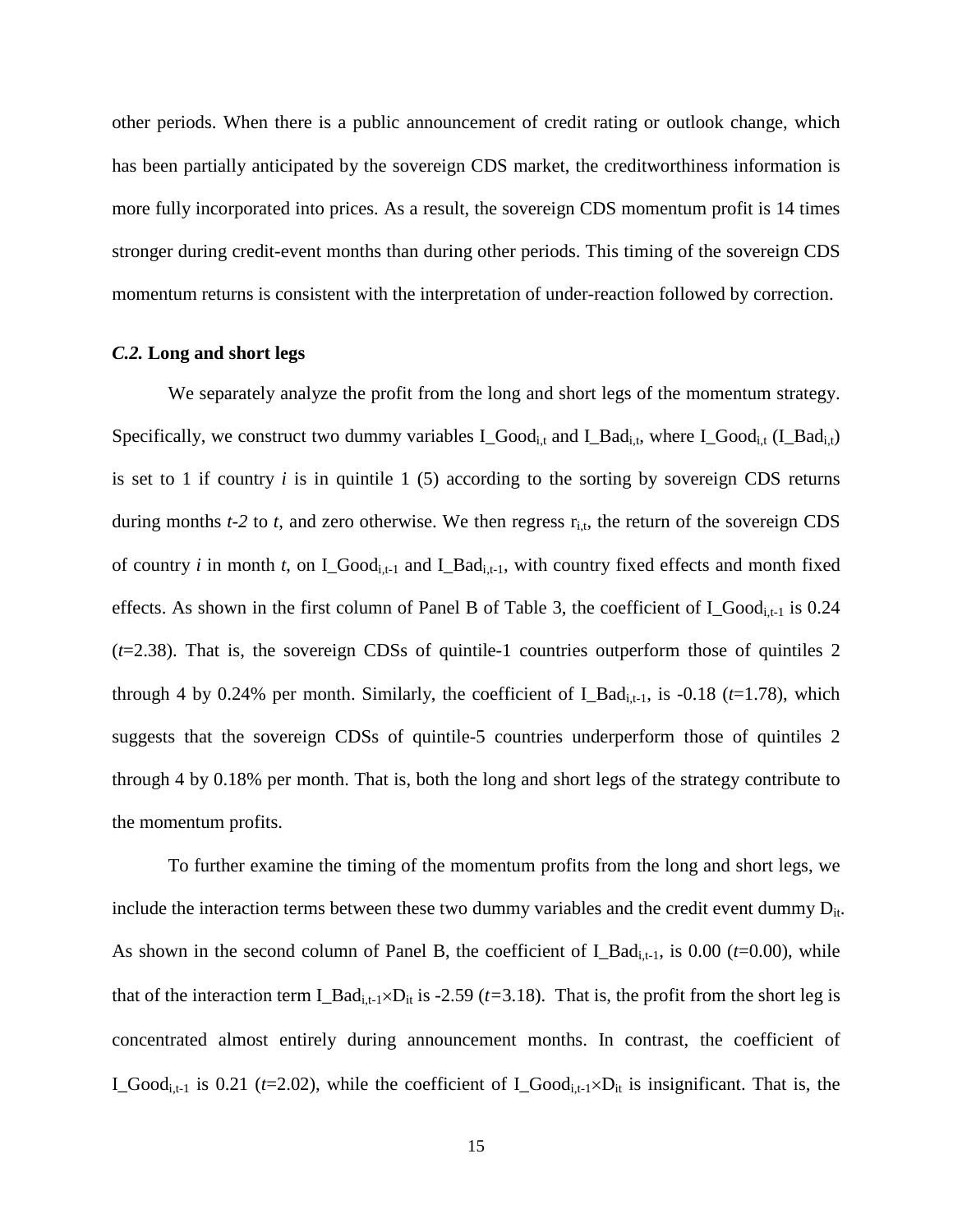other periods. When there is a public announcement of credit rating or outlook change, which has been partially anticipated by the sovereign CDS market, the creditworthiness information is more fully incorporated into prices. As a result, the sovereign CDS momentum profit is 14 times stronger during credit-event months than during other periods. This timing of the sovereign CDS momentum returns is consistent with the interpretation of under-reaction followed by correction.

### *C.2.* Long and short legs

We separately analyze the profit from the long and short legs of the momentum strategy. Specifically, we construct two dummy variables $I\_Good_{i,t}$ and $I\_Bad_{i,t}$, where $I\_Good_{i,t}$ ($I\_Bad_{i,t}$) is set to 1 if country *i* is in quintile 1 (5) according to the sorting by sovereign CDS returns during months *t-2* to *t*, and zero otherwise. We then regress $r_{i,t}$, the return of the sovereign CDS of country *i* in month *t*, on $I\_Good_{i,t-1}$ and $I\_Bad_{i,t-1}$, with country fixed effects and month fixed effects. As shown in the first column of Panel B of Table 3, the coefficient of $I\_Good_{i,t-1}$ is 0.24 ($t$=2.38). That is, the sovereign CDSs of quintile-1 countries outperform those of quintiles 2 through 4 by 0.24% per month. Similarly, the coefficient of $I\_Bad_{i,t-1}$, is -0.18 ($t$=1.78), which suggests that the sovereign CDSs of quintile-5 countries underperform those of quintiles 2 through 4 by 0.18% per month. That is, both the long and short legs of the strategy contribute to the momentum profits.

To further examine the timing of the momentum profits from the long and short legs, we include the interaction terms between these two dummy variables and the credit event dummy $D_{it}$. As shown in the second column of Panel B, the coefficient of $I\_Bad_{i,t-1}$, is 0.00 ($t$=0.00), while that of the interaction term $I\_Bad_{i,t-1} \times D_{it}$ is -2.59 ($t$=3.18). That is, the profit from the short leg is concentrated almost entirely during announcement months. In contrast, the coefficient of $I\_Good_{i,t-1}$ is 0.21 ($t$=2.02), while the coefficient of $I\_Good_{i,t-1} \times D_{it}$ is insignificant. That is, the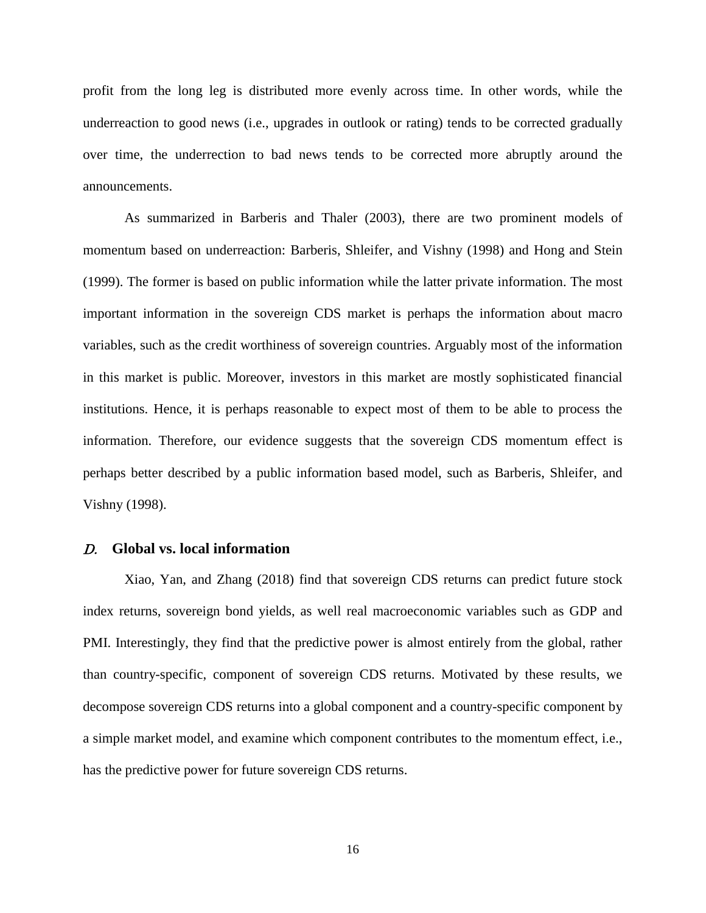profit from the long leg is distributed more evenly across time. In other words, while the underreaction to good news (i.e., upgrades in outlook or rating) tends to be corrected gradually over time, the underrection to bad news tends to be corrected more abruptly around the announcements.

As summarized in Barberis and Thaler (2003), there are two prominent models of momentum based on underreaction: Barberis, Shleifer, and Vishny (1998) and Hong and Stein (1999). The former is based on public information while the latter private information. The most important information in the sovereign CDS market is perhaps the information about macro variables, such as the credit worthiness of sovereign countries. Arguably most of the information in this market is public. Moreover, investors in this market are mostly sophisticated financial institutions. Hence, it is perhaps reasonable to expect most of them to be able to process the information. Therefore, our evidence suggests that the sovereign CDS momentum effect is perhaps better described by a public information based model, such as Barberis, Shleifer, and Vishny (1998).

### *D.* Global vs. local information

Xiao, Yan, and Zhang (2018) find that sovereign CDS returns can predict future stock index returns, sovereign bond yields, as well real macroeconomic variables such as GDP and PMI. Interestingly, they find that the predictive power is almost entirely from the global, rather than country-specific, component of sovereign CDS returns. Motivated by these results, we decompose sovereign CDS returns into a global component and a country-specific component by a simple market model, and examine which component contributes to the momentum effect, i.e., has the predictive power for future sovereign CDS returns.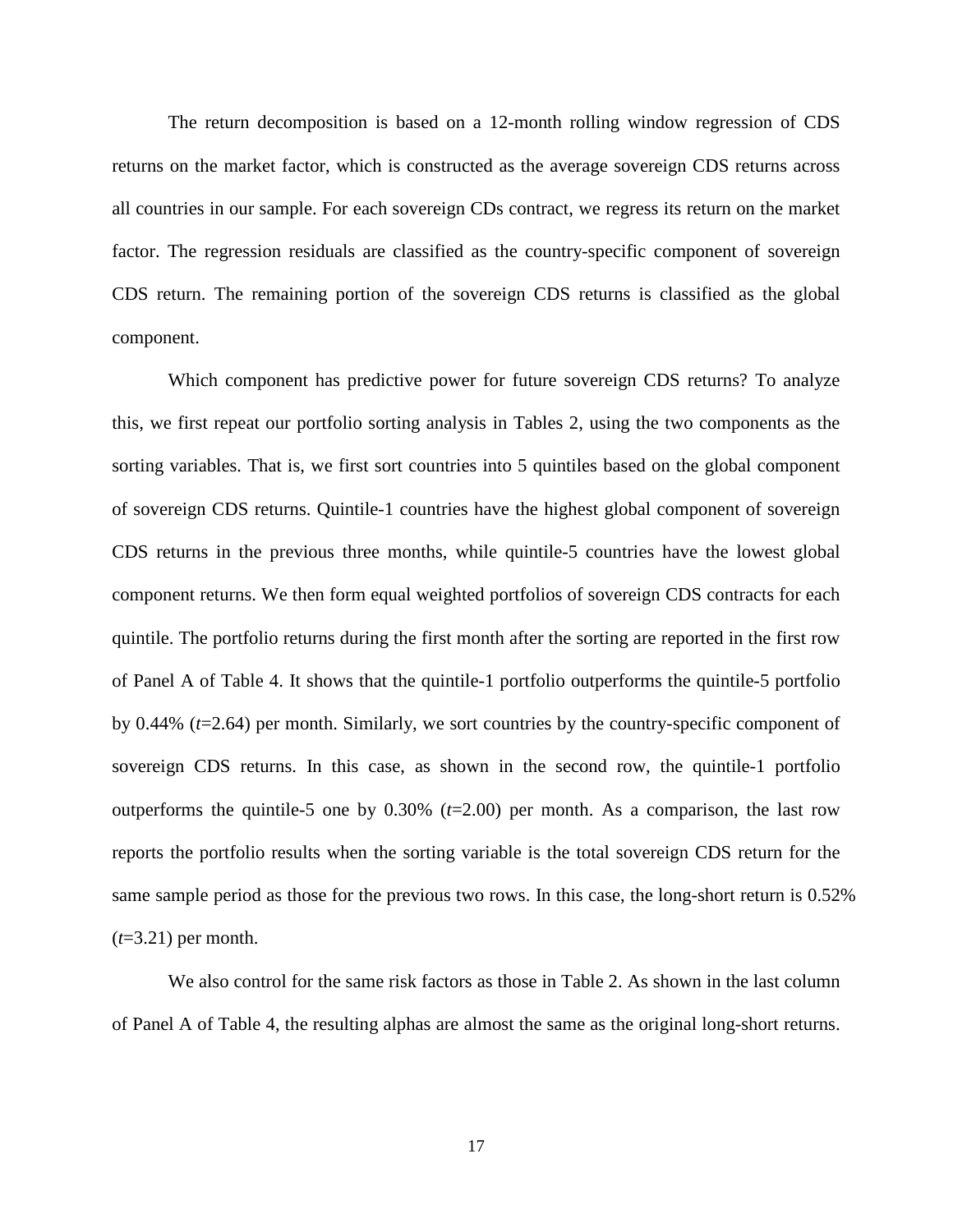The return decomposition is based on a 12-month rolling window regression of CDS returns on the market factor, which is constructed as the average sovereign CDS returns across all countries in our sample. For each sovereign CDs contract, we regress its return on the market factor. The regression residuals are classified as the country-specific component of sovereign CDS return. The remaining portion of the sovereign CDS returns is classified as the global component.

Which component has predictive power for future sovereign CDS returns? To analyze this, we first repeat our portfolio sorting analysis in Tables 2, using the two components as the sorting variables. That is, we first sort countries into 5 quintiles based on the global component of sovereign CDS returns. Quintile-1 countries have the highest global component of sovereign CDS returns in the previous three months, while quintile-5 countries have the lowest global component returns. We then form equal weighted portfolios of sovereign CDS contracts for each quintile. The portfolio returns during the first month after the sorting are reported in the first row of Panel A of Table 4. It shows that the quintile-1 portfolio outperforms the quintile-5 portfolio by 0.44% ($t$=2.64) per month. Similarly, we sort countries by the country-specific component of sovereign CDS returns. In this case, as shown in the second row, the quintile-1 portfolio outperforms the quintile-5 one by 0.30% ($t$=2.00) per month. As a comparison, the last row reports the portfolio results when the sorting variable is the total sovereign CDS return for the same sample period as those for the previous two rows. In this case, the long-short return is 0.52% ($t$=3.21) per month.

We also control for the same risk factors as those in Table 2. As shown in the last column of Panel A of Table 4, the resulting alphas are almost the same as the original long-short returns.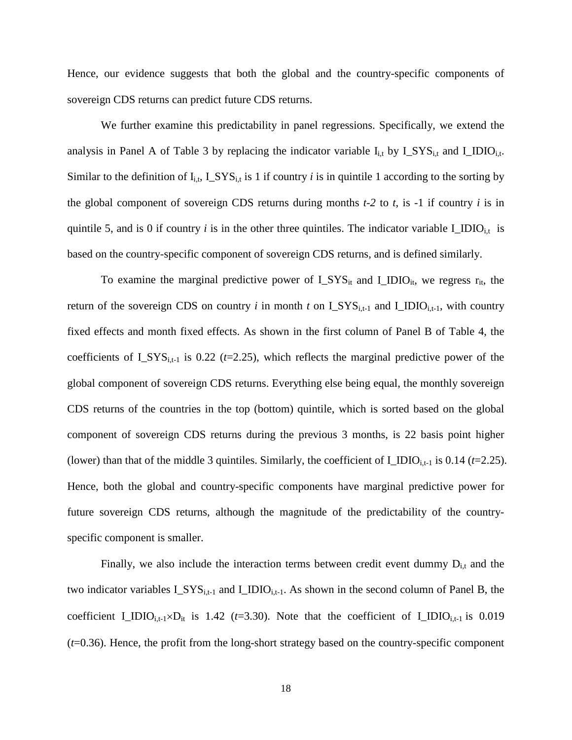Hence, our evidence suggests that both the global and the country-specific components of sovereign CDS returns can predict future CDS returns.

We further examine this predictability in panel regressions. Specifically, we extend the analysis in Panel A of Table 3 by replacing the indicator variable $I_{i,t}$ by $I\_SYS_{i,t}$ and $I\_IDIO_{i,t}$. Similar to the definition of $I_{i,t}$, $I\_SYS_{i,t}$ is 1 if country *i* is in quintile 1 according to the sorting by the global component of sovereign CDS returns during months *t-2* to *t*, is -1 if country *i* is in quintile 5, and is 0 if country *i* is in the other three quintiles. The indicator variable $I\_IDIO_{i,t}$ is based on the country-specific component of sovereign CDS returns, and is defined similarly.

To examine the marginal predictive power of $I\_SYS_{it}$ and $I\_IDIO_{it}$, we regress $r_{it}$, the return of the sovereign CDS on country *i* in month *t* on $I\_SYS_{i,t-1}$ and $I\_IDIO_{i,t-1}$, with country fixed effects and month fixed effects. As shown in the first column of Panel B of Table 4, the coefficients of $I\_SYS_{i,t-1}$ is 0.22 (*t*=2.25), which reflects the marginal predictive power of the global component of sovereign CDS returns. Everything else being equal, the monthly sovereign CDS returns of the countries in the top (bottom) quintile, which is sorted based on the global component of sovereign CDS returns during the previous 3 months, is 22 basis point higher (lower) than that of the middle 3 quintiles. Similarly, the coefficient of $I\_IDIO_{i,t-1}$ is 0.14 (*t*=2.25). Hence, both the global and country-specific components have marginal predictive power for future sovereign CDS returns, although the magnitude of the predictability of the country-specific component is smaller.

Finally, we also include the interaction terms between credit event dummy $D_{i,t}$ and the two indicator variables $I\_SYS_{i,t-1}$ and $I\_IDIO_{i,t-1}$. As shown in the second column of Panel B, the coefficient $I\_IDIO_{i,t-1}\times D_{it}$ is 1.42 (*t*=3.30). Note that the coefficient of $I\_IDIO_{i,t-1}$ is 0.019 (*t*=0.36). Hence, the profit from the long-short strategy based on the country-specific component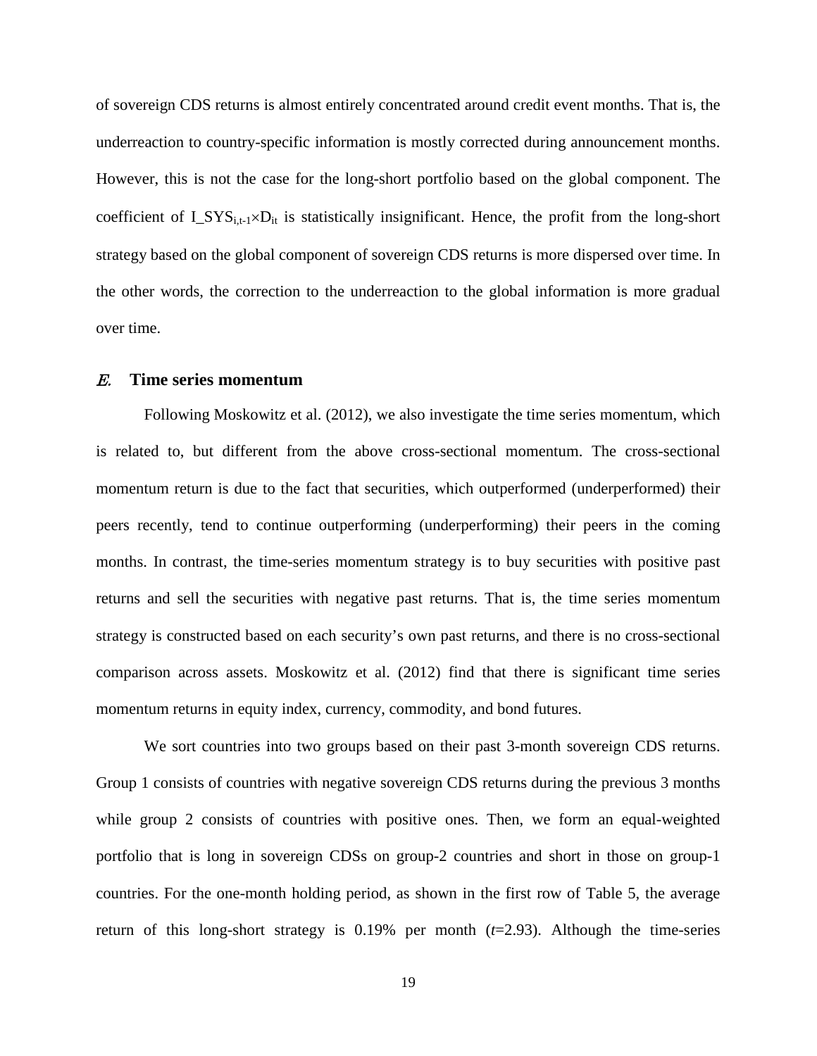of sovereign CDS returns is almost entirely concentrated around credit event months. That is, the underreaction to country-specific information is mostly corrected during announcement months. However, this is not the case for the long-short portfolio based on the global component. The coefficient of $I\_SYS_{i,t-1} \times D_{it}$ is statistically insignificant. Hence, the profit from the long-short strategy based on the global component of sovereign CDS returns is more dispersed over time. In the other words, the correction to the underreaction to the global information is more gradual over time.

### *E.* Time series momentum

Following Moskowitz et al. (2012), we also investigate the time series momentum, which is related to, but different from the above cross-sectional momentum. The cross-sectional momentum return is due to the fact that securities, which outperformed (underperformed) their peers recently, tend to continue outperforming (underperforming) their peers in the coming months. In contrast, the time-series momentum strategy is to buy securities with positive past returns and sell the securities with negative past returns. That is, the time series momentum strategy is constructed based on each security's own past returns, and there is no cross-sectional comparison across assets. Moskowitz et al. (2012) find that there is significant time series momentum returns in equity index, currency, commodity, and bond futures.

We sort countries into two groups based on their past 3-month sovereign CDS returns. Group 1 consists of countries with negative sovereign CDS returns during the previous 3 months while group 2 consists of countries with positive ones. Then, we form an equal-weighted portfolio that is long in sovereign CDSs on group-2 countries and short in those on group-1 countries. For the one-month holding period, as shown in the first row of Table 5, the average return of this long-short strategy is 0.19% per month ($t$=2.93). Although the time-series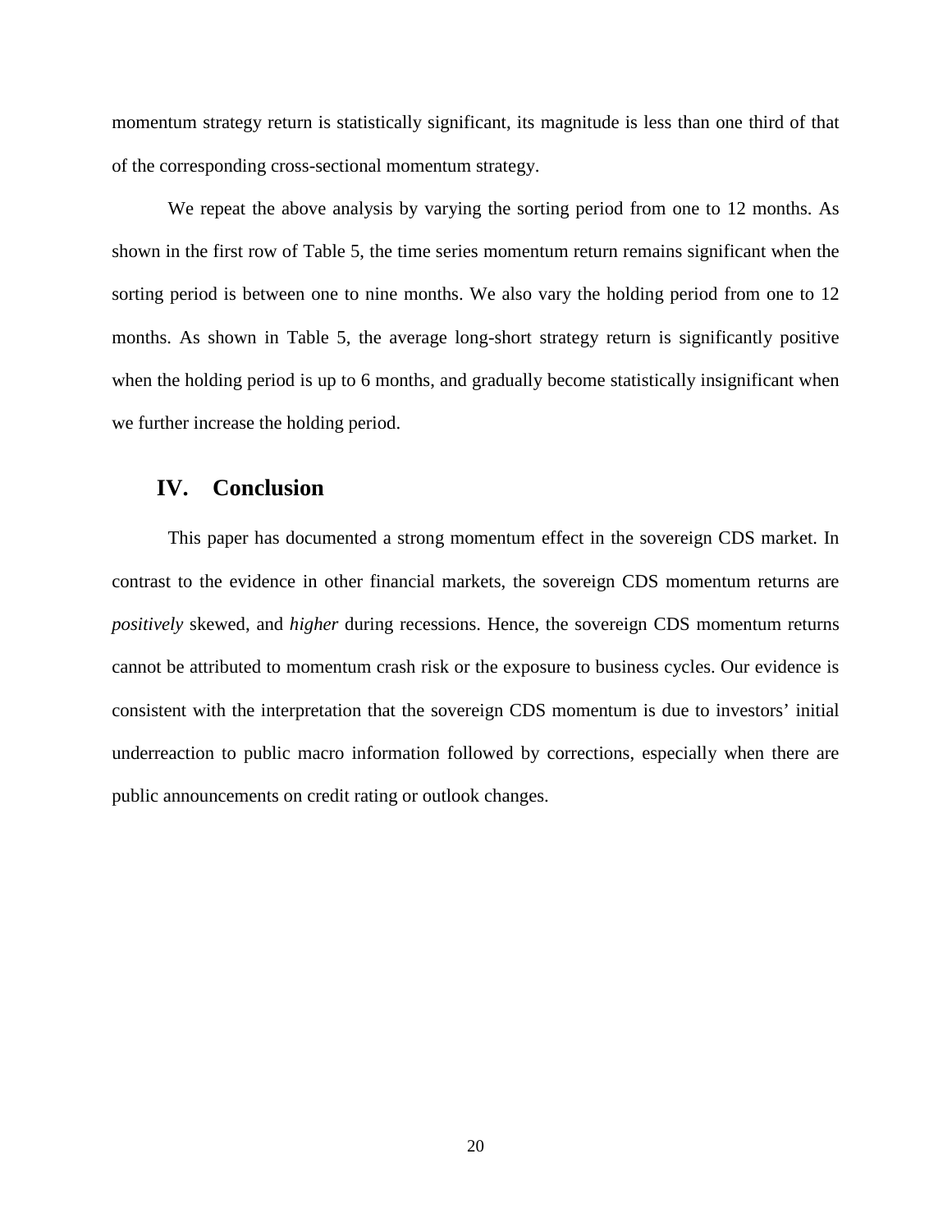momentum strategy return is statistically significant, its magnitude is less than one third of that of the corresponding cross-sectional momentum strategy.

We repeat the above analysis by varying the sorting period from one to 12 months. As shown in the first row of Table 5, the time series momentum return remains significant when the sorting period is between one to nine months. We also vary the holding period from one to 12 months. As shown in Table 5, the average long-short strategy return is significantly positive when the holding period is up to 6 months, and gradually become statistically insignificant when we further increase the holding period.

## IV. Conclusion

This paper has documented a strong momentum effect in the sovereign CDS market. In contrast to the evidence in other financial markets, the sovereign CDS momentum returns are *positively* skewed, and *higher* during recessions. Hence, the sovereign CDS momentum returns cannot be attributed to momentum crash risk or the exposure to business cycles. Our evidence is consistent with the interpretation that the sovereign CDS momentum is due to investors' initial underreaction to public macro information followed by corrections, especially when there are public announcements on credit rating or outlook changes.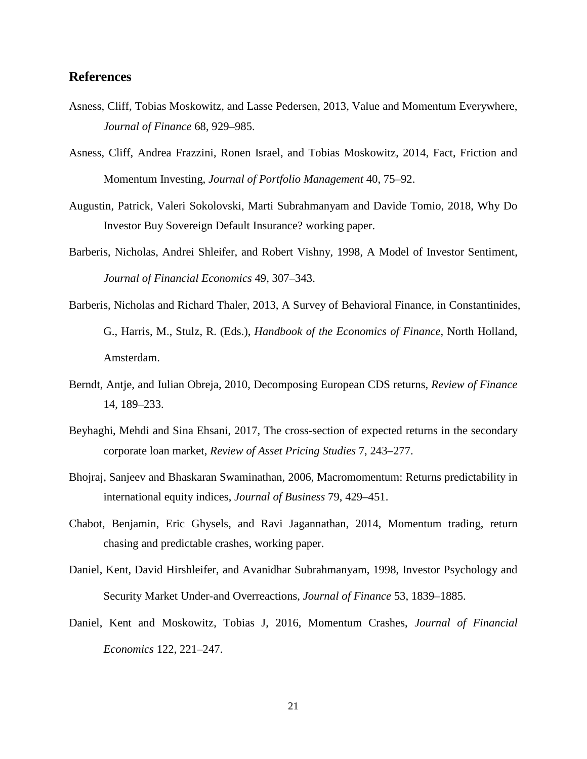## References

Asness, Cliff, Tobias Moskowitz, and Lasse Pedersen, 2013, Value and Momentum Everywhere, *Journal of Finance* 68, 929–985.

Asness, Cliff, Andrea Frazzini, Ronen Israel, and Tobias Moskowitz, 2014, Fact, Friction and Momentum Investing, *Journal of Portfolio Management* 40, 75–92.

Augustin, Patrick, Valeri Sokolovski, Marti Subrahmanyam and Davide Tomio, 2018, Why Do Investor Buy Sovereign Default Insurance? working paper.

Barberis, Nicholas, Andrei Shleifer, and Robert Vishny, 1998, A Model of Investor Sentiment, *Journal of Financial Economics* 49, 307–343.

Barberis, Nicholas and Richard Thaler, 2013, A Survey of Behavioral Finance, in Constantinides, G., Harris, M., Stulz, R. (Eds.), *Handbook of the Economics of Finance*, North Holland, Amsterdam.

Berndt, Antje, and Iulian Obreja, 2010, Decomposing European CDS returns, *Review of Finance* 14, 189–233.

Beyhaghi, Mehdi and Sina Ehsani, 2017, The cross-section of expected returns in the secondary corporate loan market, *Review of Asset Pricing Studies* 7, 243–277.

Bhojraj, Sanjeev and Bhaskaran Swaminathan, 2006, Macromomentum: Returns predictability in international equity indices, *Journal of Business* 79, 429–451.

Chabot, Benjamin, Eric Ghysels, and Ravi Jagannathan, 2014, Momentum trading, return chasing and predictable crashes, working paper.

Daniel, Kent, David Hirshleifer, and Avanidhar Subrahmanyam, 1998, Investor Psychology and Security Market Under-and Overreactions, *Journal of Finance* 53, 1839–1885.

Daniel, Kent and Moskowitz, Tobias J, 2016, Momentum Crashes, *Journal of Financial Economics* 122, 221–247.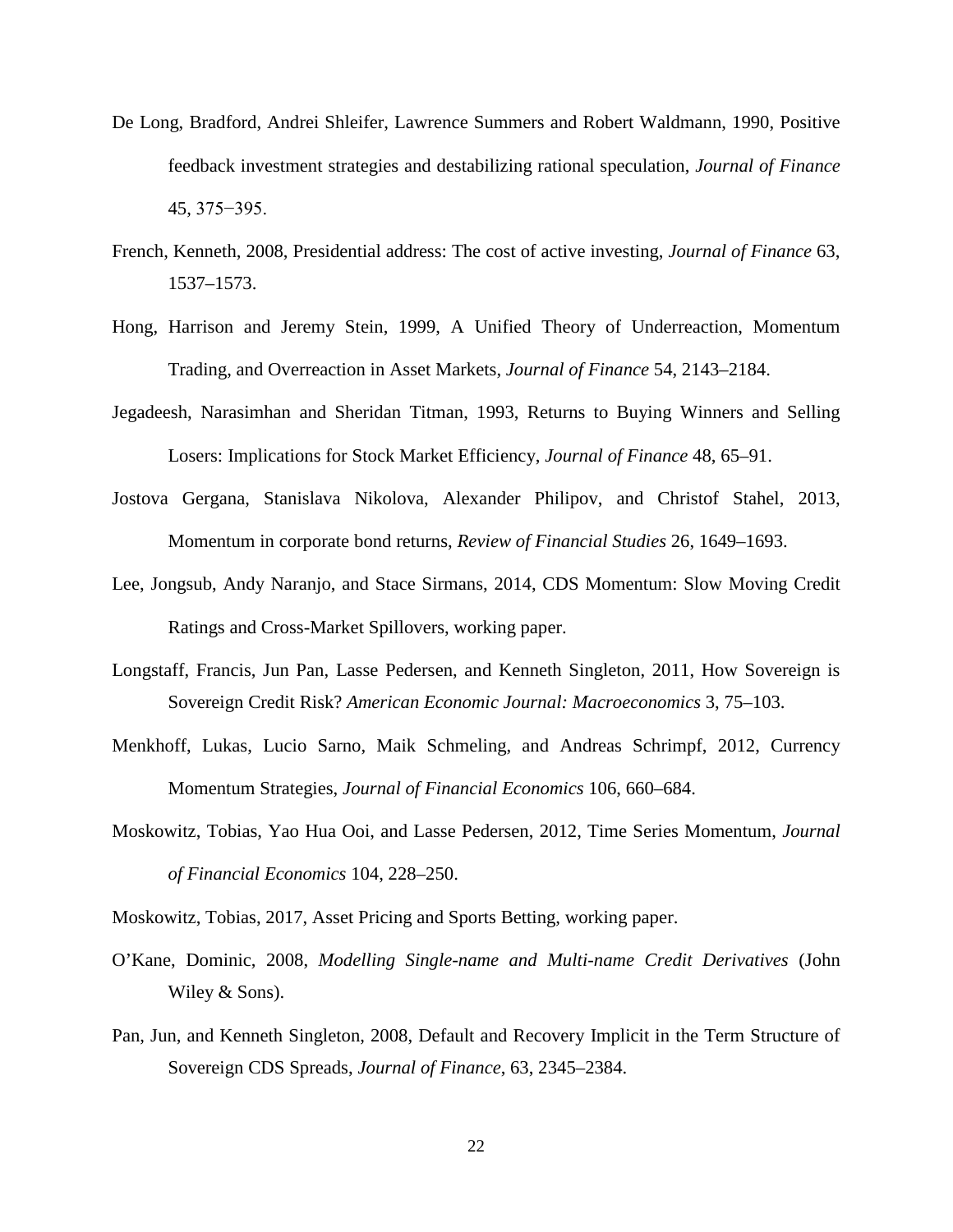De Long, Bradford, Andrei Shleifer, Lawrence Summers and Robert Waldmann, 1990, Positive feedback investment strategies and destabilizing rational speculation, *Journal of Finance* 45, 375−395.

French, Kenneth, 2008, Presidential address: The cost of active investing, *Journal of Finance* 63, 1537–1573.

Hong, Harrison and Jeremy Stein, 1999, A Unified Theory of Underreaction, Momentum Trading, and Overreaction in Asset Markets, *Journal of Finance* 54, 2143–2184.

Jegadeesh, Narasimhan and Sheridan Titman, 1993, Returns to Buying Winners and Selling Losers: Implications for Stock Market Efficiency, *Journal of Finance* 48, 65–91.

Jostova Gergana, Stanislava Nikolova, Alexander Philipov, and Christof Stahel, 2013, Momentum in corporate bond returns, *Review of Financial Studies* 26, 1649–1693.

Lee, Jongsub, Andy Naranjo, and Stace Sirmans, 2014, CDS Momentum: Slow Moving Credit Ratings and Cross-Market Spillovers, working paper.

Longstaff, Francis, Jun Pan, Lasse Pedersen, and Kenneth Singleton, 2011, How Sovereign is Sovereign Credit Risk? *American Economic Journal: Macroeconomics* 3, 75–103.

Menkhoff, Lukas, Lucio Sarno, Maik Schmeling, and Andreas Schrimpf, 2012, Currency Momentum Strategies, *Journal of Financial Economics* 106, 660–684.

Moskowitz, Tobias, Yao Hua Ooi, and Lasse Pedersen, 2012, Time Series Momentum, *Journal of Financial Economics* 104, 228–250.

Moskowitz, Tobias, 2017, Asset Pricing and Sports Betting, working paper.

O'Kane, Dominic, 2008, *Modelling Single-name and Multi-name Credit Derivatives* (John Wiley & Sons).

Pan, Jun, and Kenneth Singleton, 2008, Default and Recovery Implicit in the Term Structure of Sovereign CDS Spreads, *Journal of Finance*, 63, 2345–2384.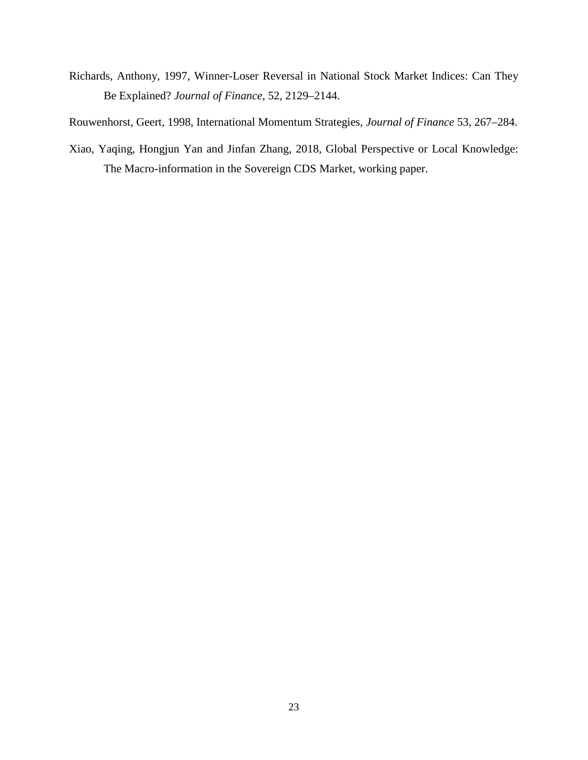Richards, Anthony, 1997, Winner-Loser Reversal in National Stock Market Indices: Can They Be Explained? *Journal of Finance*, 52, 2129–2144.

Rouwenhorst, Geert, 1998, International Momentum Strategies, *Journal of Finance* 53, 267–284.

Xiao, Yaqing, Hongjun Yan and Jinfan Zhang, 2018, Global Perspective or Local Knowledge: The Macro-information in the Sovereign CDS Market, working paper.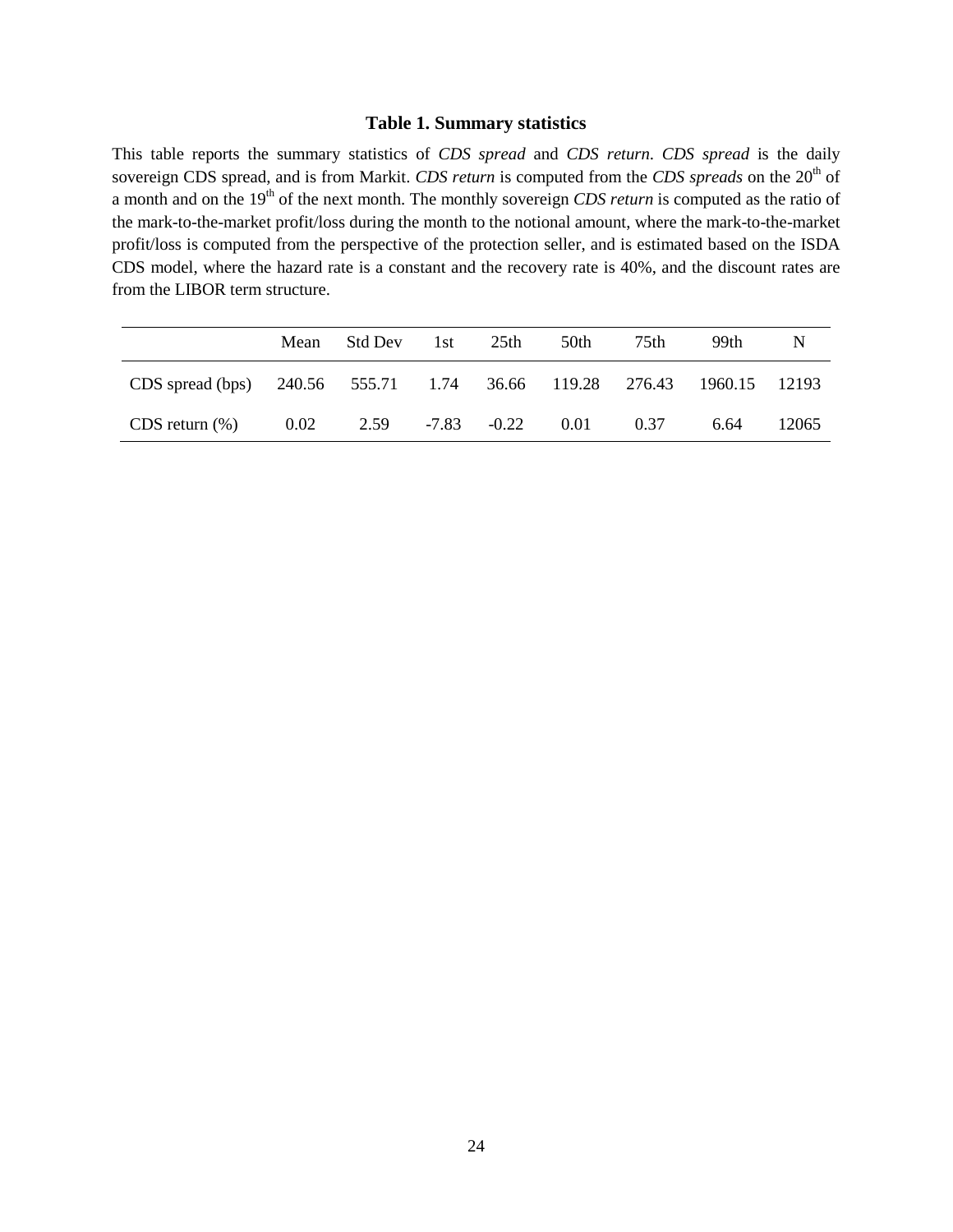## Table 1. Summary statistics

This table reports the summary statistics of *CDS spread* and *CDS return*. *CDS spread* is the daily sovereign CDS spread, and is from Markit. *CDS return* is computed from the *CDS spreads* on the 20th of a month and on the 19th of the next month. The monthly sovereign *CDS return* is computed as the ratio of the mark-to-the-market profit/loss during the month to the notional amount, where the mark-to-the-market profit/loss is computed from the perspective of the protection seller, and is estimated based on the ISDA CDS model, where the hazard rate is a constant and the recovery rate is 40%, and the discount rates are from the LIBOR term structure.

| | Mean | Std Dev | 1st | 25th | 50th | 75th | 99th | N |
|---|---|---|---|---|---|---|---|---|
| CDS spread (bps) | 240.56 | 555.71 | 1.74 | 36.66 | 119.28 | 276.43 | 1960.15 | 12193 |
| CDS return (%) | 0.02 | 2.59 | -7.83 | -0.22 | 0.01 | 0.37 | 6.64 | 12065 |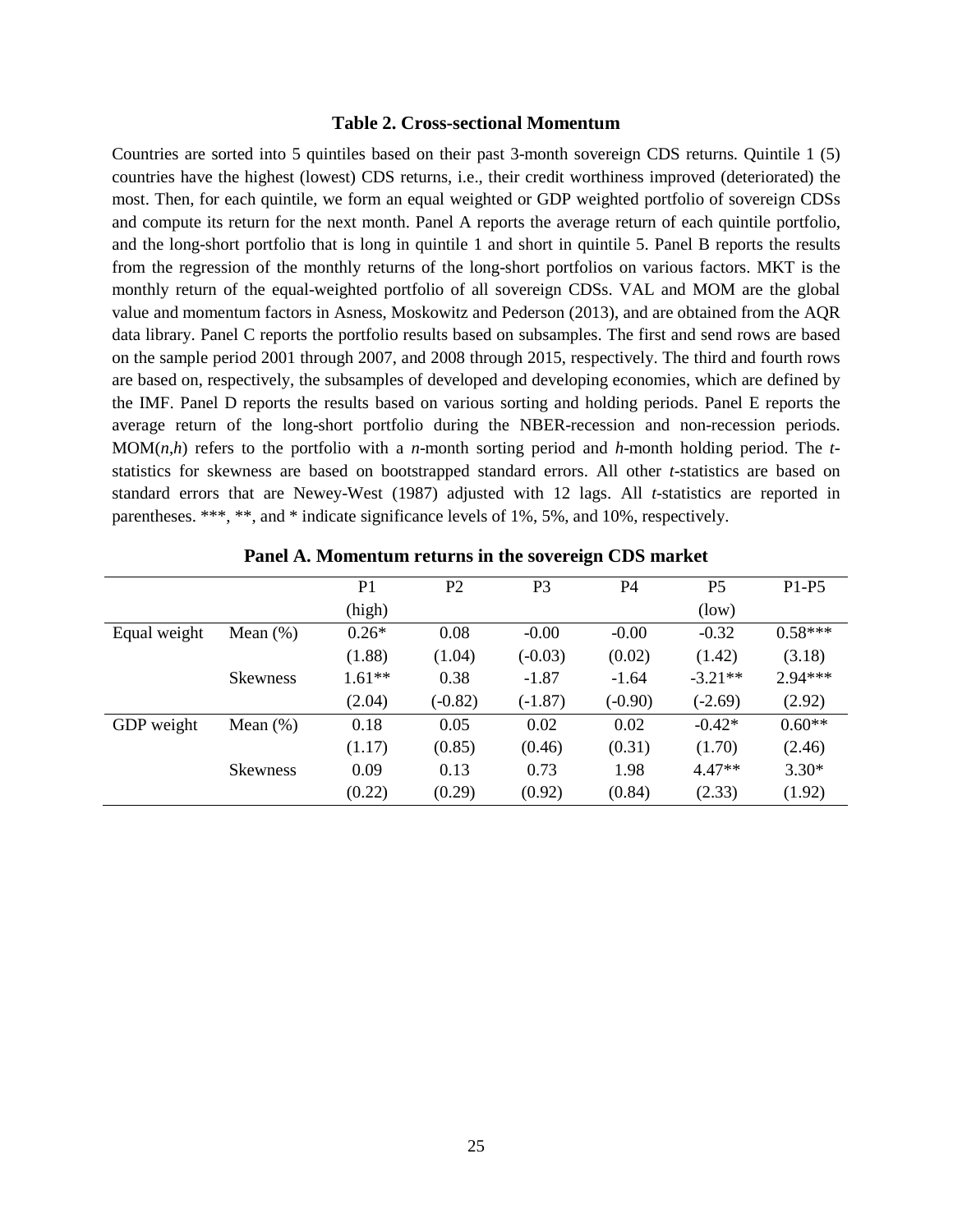### Table 2. Cross-sectional Momentum

Countries are sorted into 5 quintiles based on their past 3-month sovereign CDS returns. Quintile 1 (5) countries have the highest (lowest) CDS returns, i.e., their credit worthiness improved (deteriorated) the most. Then, for each quintile, we form an equal weighted or GDP weighted portfolio of sovereign CDSs and compute its return for the next month. Panel A reports the average return of each quintile portfolio, and the long-short portfolio that is long in quintile 1 and short in quintile 5. Panel B reports the results from the regression of the monthly returns of the long-short portfolios on various factors. MKT is the monthly return of the equal-weighted portfolio of all sovereign CDSs. VAL and MOM are the global value and momentum factors in Asness, Moskowitz and Pederson (2013), and are obtained from the AQR data library. Panel C reports the portfolio results based on subsamples. The first and send rows are based on the sample period 2001 through 2007, and 2008 through 2015, respectively. The third and fourth rows are based on, respectively, the subsamples of developed and developing economies, which are defined by the IMF. Panel D reports the results based on various sorting and holding periods. Panel E reports the average return of the long-short portfolio during the NBER-recession and non-recession periods. MOM(*n*,*h*) refers to the portfolio with a *n*-month sorting period and *h*-month holding period. The *t*-statistics for skewness are based on bootstrapped standard errors. All other *t*-statistics are based on standard errors that are Newey-West (1987) adjusted with 12 lags. All *t*-statistics are reported in parentheses. ***, **, and * indicate significance levels of 1%, 5%, and 10%, respectively.

**Panel A. Momentum returns in the sovereign CDS market**

| | | P1 (high) | P2 | P3 | P4 | P5 (low) | P1-P5 |
|---|---|---|---|---|---|---|---|
| Equal weight | Mean (%) | 0.26* | 0.08 | -0.00 | -0.00 | -0.32 | 0.58*** |
| | | (1.88) | (1.04) | (-0.03) | (0.02) | (1.42) | (3.18) |
| | Skewness | 1.61** | 0.38 | -1.87 | -1.64 | -3.21** | 2.94*** |
| | | (2.04) | (-0.82) | (-1.87) | (-0.90) | (-2.69) | (2.92) |
| GDP weight | Mean (%) | 0.18 | 0.05 | 0.02 | 0.02 | -0.42* | 0.60** |
| | | (1.17) | (0.85) | (0.46) | (0.31) | (1.70) | (2.46) |
| | Skewness | 0.09 | 0.13 | 0.73 | 1.98 | 4.47** | 3.30* |
| | | (0.22) | (0.29) | (0.92) | (0.84) | (2.33) | (1.92) |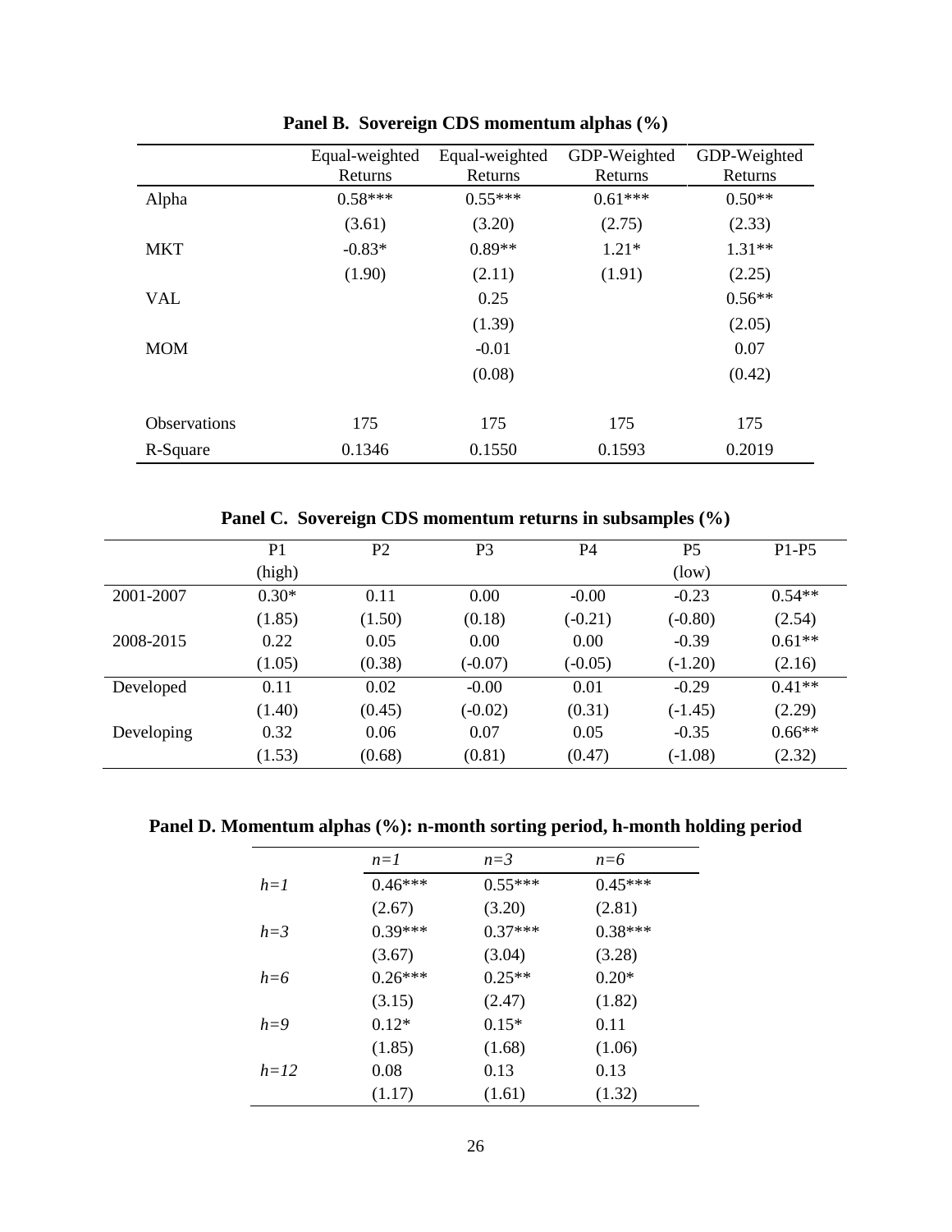**Panel B. Sovereign CDS momentum alphas (%)**

| | Equal-weighted Returns | Equal-weighted Returns | GDP-Weighted Returns | GDP-Weighted Returns |
|---|---|---|---|---|
| Alpha | 0.58*** | 0.55*** | 0.61*** | 0.50** |
| | (3.61) | (3.20) | (2.75) | (2.33) |
| MKT | -0.83* | 0.89** | 1.21* | 1.31** |
| | (1.90) | (2.11) | (1.91) | (2.25) |
| VAL | | 0.25 | | 0.56** |
| | | (1.39) | | (2.05) |
| MOM | | -0.01 | | 0.07 |
| | | (0.08) | | (0.42) |
| Observations | 175 | 175 | 175 | 175 |
| R-Square | 0.1346 | 0.1550 | 0.1593 | 0.2019 |

**Panel C. Sovereign CDS momentum returns in subsamples (%)**

| | P1 (high) | P2 | P3 | P4 | P5 (low) | P1-P5 |
|---|---|---|---|---|---|---|
| 2001-2007 | 0.30* | 0.11 | 0.00 | -0.00 | -0.23 | 0.54** |
| | (1.85) | (1.50) | (0.18) | (-0.21) | (-0.80) | (2.54) |
| 2008-2015 | 0.22 | 0.05 | 0.00 | 0.00 | -0.39 | 0.61** |
| | (1.05) | (0.38) | (-0.07) | (-0.05) | (-1.20) | (2.16) |
| Developed | 0.11 | 0.02 | -0.00 | 0.01 | -0.29 | 0.41** |
| | (1.40) | (0.45) | (-0.02) | (0.31) | (-1.45) | (2.29) |
| Developing | 0.32 | 0.06 | 0.07 | 0.05 | -0.35 | 0.66** |
| | (1.53) | (0.68) | (0.81) | (0.47) | (-1.08) | (2.32) |

**Panel D. Momentum alphas (%): n-month sorting period, h-month holding period**

| | $n=1$ | $n=3$ | $n=6$ |
|---|---|---|---|
| $h=1$ | 0.46*** | 0.55*** | 0.45*** |
| | (2.67) | (3.20) | (2.81) |
| $h=3$ | 0.39*** | 0.37*** | 0.38*** |
| | (3.67) | (3.04) | (3.28) |
| $h=6$ | 0.26*** | 0.25** | 0.20* |
| | (3.15) | (2.47) | (1.82) |
| $h=9$ | 0.12* | 0.15* | 0.11 |
| | (1.85) | (1.68) | (1.06) |
| $h=12$ | 0.08 | 0.13 | 0.13 |
| | (1.17) | (1.61) | (1.32) |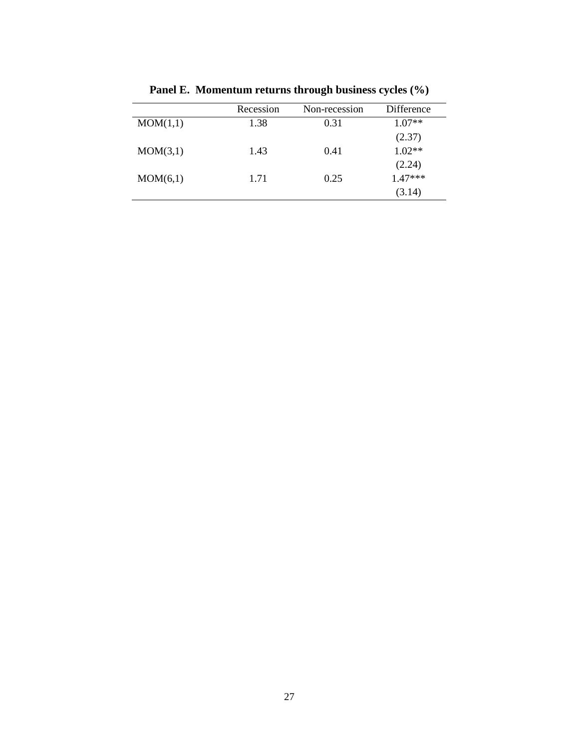**Panel E. Momentum returns through business cycles (%)**

| | Recession | Non-recession | Difference |
|---|---|---|---|
| MOM(1,1) | 1.38 | 0.31 | 1.07** |
| | | | (2.37) |
| MOM(3,1) | 1.43 | 0.41 | 1.02** |
| | | | (2.24) |
| MOM(6,1) | 1.71 | 0.25 | 1.47*** |
| | | | (3.14) |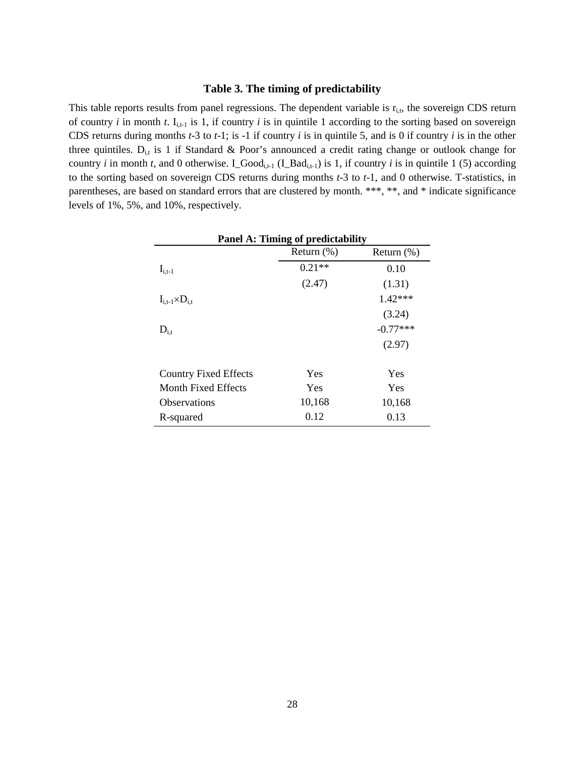**Table 3. The timing of predictability**

This table reports results from panel regressions. The dependent variable is $r_{i,t}$, the sovereign CDS return of country *i* in month *t*. $I_{i,t-1}$ is 1, if country *i* is in quintile 1 according to the sorting based on sovereign CDS returns during months *t*-3 to *t*-1; is -1 if country *i* is in quintile 5, and is 0 if country *i* is in the other three quintiles. $D_{i,t}$ is 1 if Standard & Poor's announced a credit rating change or outlook change for country *i* in month *t*, and 0 otherwise. $I\_Good_{i,t-1}$ ($I\_Bad_{i,t-1}$) is 1, if country *i* is in quintile 1 (5) according to the sorting based on sovereign CDS returns during months *t*-3 to *t*-1, and 0 otherwise. T-statistics, in parentheses, are based on standard errors that are clustered by month. \*\*\*, \*\*, and \* indicate significance levels of 1%, 5%, and 10%, respectively.

**Panel A: Timing of predictability**

| | Return (%) | Return (%) |
|---|---|---|
| $I_{i,t-1}$ | 0.21** | 0.10 |
| | (2.47) | (1.31) |
| $I_{i,t-1} \times D_{i,t}$ | | 1.42*** |
| | | (3.24) |
| $D_{i,t}$ | | -0.77*** |
| | | (2.97) |
| | | |
| Country Fixed Effects | Yes | Yes |
| Month Fixed Effects | Yes | Yes |
| Observations | 10,168 | 10,168 |
| R-squared | 0.12 | 0.13 |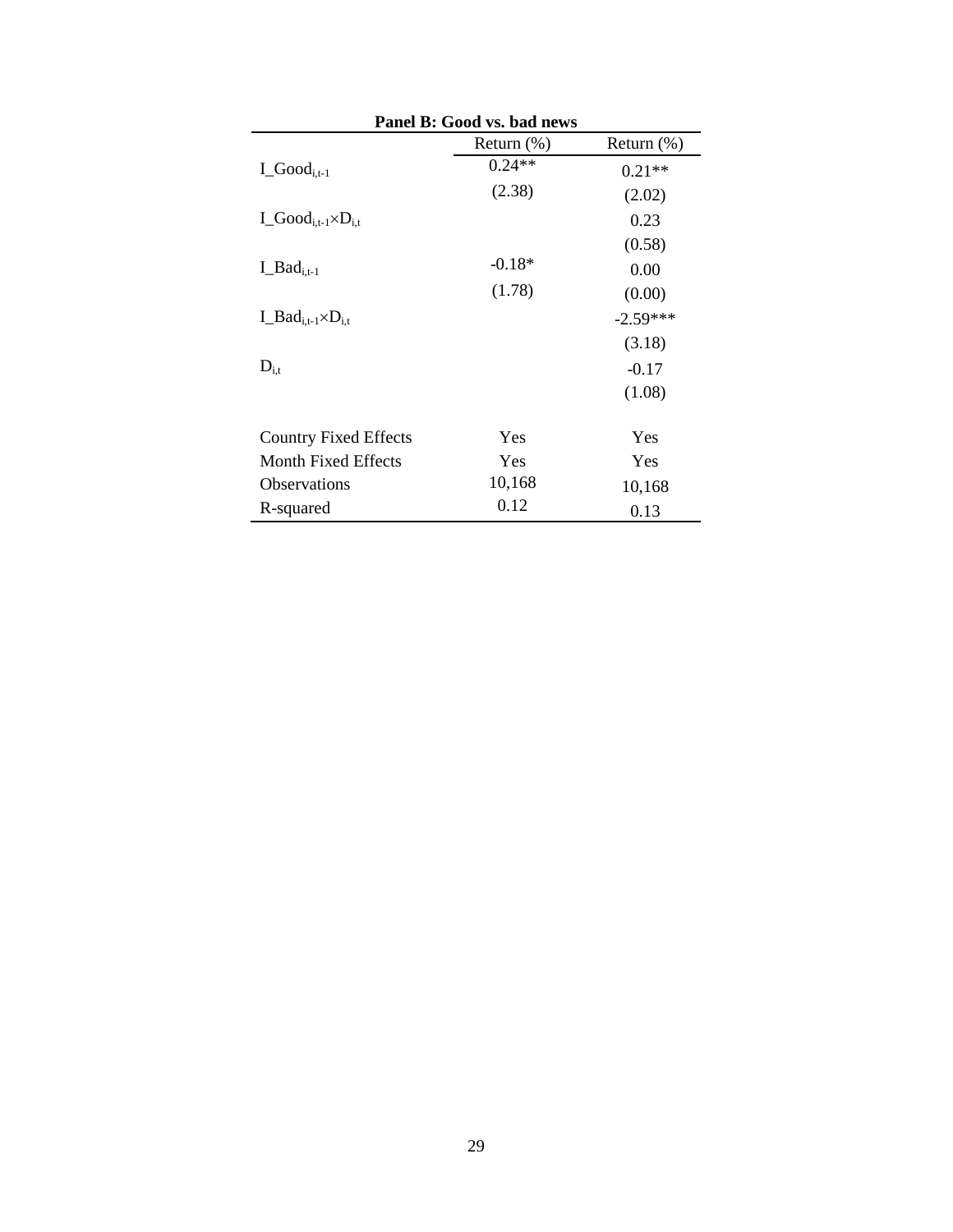**Panel B: Good vs. bad news**

| | Return (%) | Return (%) |
|---|---|---|
| $I\_Good_{i,t-1}$ | 0.24** | 0.21** |
| | (2.38) | (2.02) |
| $I\_Good_{i,t-1} \times D_{i,t}$ | | 0.23 |
| | | (0.58) |
| $I\_Bad_{i,t-1}$ | -0.18* | 0.00 |
| | (1.78) | (0.00) |
| $I\_Bad_{i,t-1} \times D_{i,t}$ | | -2.59*** |
| | | (3.18) |
| $D_{i,t}$ | | -0.17 |
| | | (1.08) |
| | | |
| Country Fixed Effects | Yes | Yes |
| Month Fixed Effects | Yes | Yes |
| Observations | 10,168 | 10,168 |
| R-squared | 0.12 | 0.13 |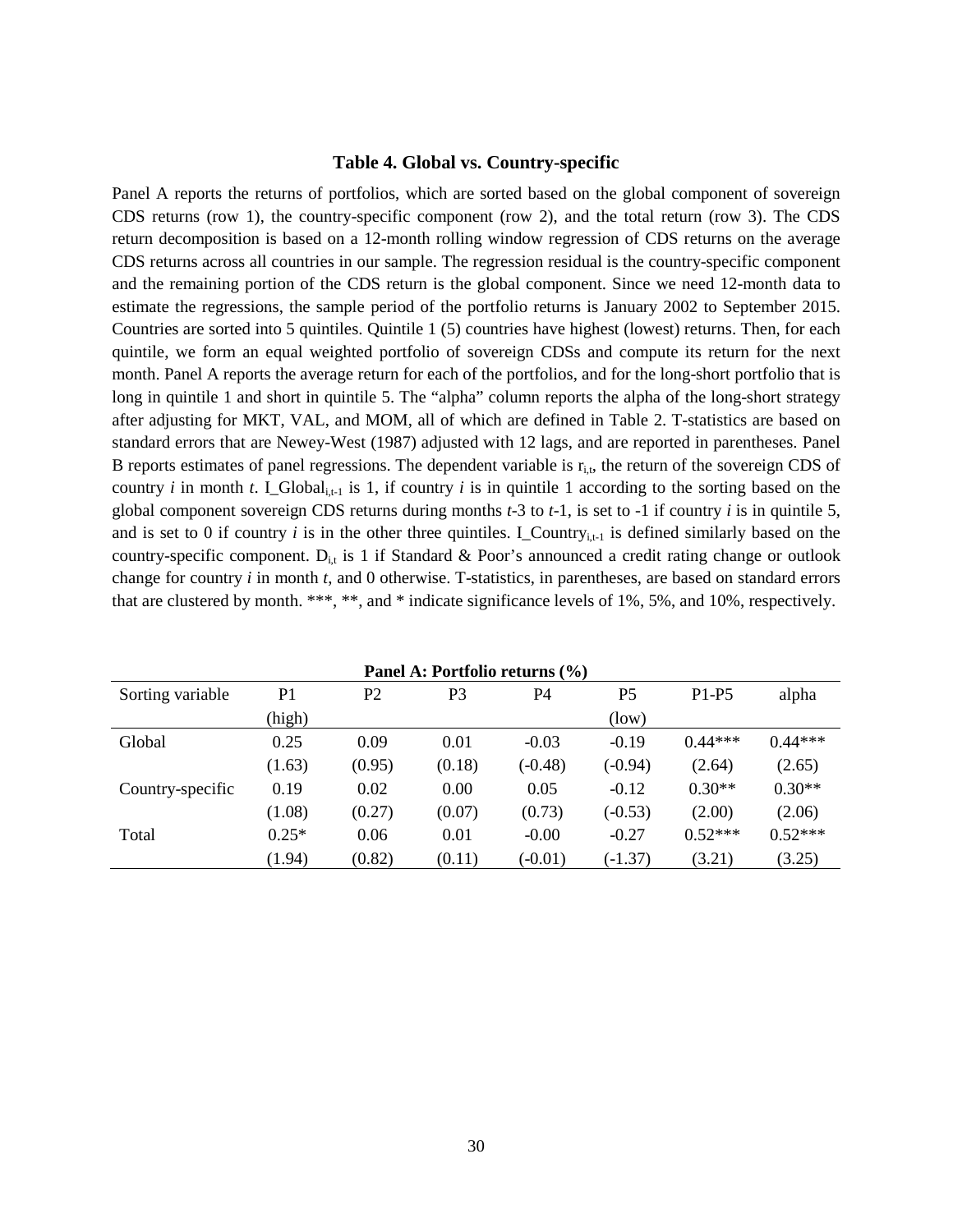**Table 4. Global vs. Country-specific**

Panel A reports the returns of portfolios, which are sorted based on the global component of sovereign CDS returns (row 1), the country-specific component (row 2), and the total return (row 3). The CDS return decomposition is based on a 12-month rolling window regression of CDS returns on the average CDS returns across all countries in our sample. The regression residual is the country-specific component and the remaining portion of the CDS return is the global component. Since we need 12-month data to estimate the regressions, the sample period of the portfolio returns is January 2002 to September 2015. Countries are sorted into 5 quintiles. Quintile 1 (5) countries have highest (lowest) returns. Then, for each quintile, we form an equal weighted portfolio of sovereign CDSs and compute its return for the next month. Panel A reports the average return for each of the portfolios, and for the long-short portfolio that is long in quintile 1 and short in quintile 5. The "alpha" column reports the alpha of the long-short strategy after adjusting for MKT, VAL, and MOM, all of which are defined in Table 2. T-statistics are based on standard errors that are Newey-West (1987) adjusted with 12 lags, and are reported in parentheses. Panel B reports estimates of panel regressions. The dependent variable is $r_{i,t}$, the return of the sovereign CDS of country *i* in month *t*. $I\_Global_{i,t-1}$ is 1, if country *i* is in quintile 1 according to the sorting based on the global component sovereign CDS returns during months *t*-3 to *t*-1, is set to -1 if country *i* is in quintile 5, and is set to 0 if country *i* is in the other three quintiles. $I\_Country_{i,t-1}$ is defined similarly based on the country-specific component. $D_{i,t}$ is 1 if Standard & Poor's announced a credit rating change or outlook change for country *i* in month *t*, and 0 otherwise. T-statistics, in parentheses, are based on standard errors that are clustered by month. ***, **, and * indicate significance levels of 1%, 5%, and 10%, respectively.

**Panel A: Portfolio returns (%)**

| Sorting variable | P1 (high) | P2 | P3 | P4 | P5 (low) | P1-P5 | alpha |
|---|---|---|---|---|---|---|---|
| Global | 0.25 | 0.09 | 0.01 | -0.03 | -0.19 | 0.44*** | 0.44*** |
| | (1.63) | (0.95) | (0.18) | (-0.48) | (-0.94) | (2.64) | (2.65) |
| Country-specific | 0.19 | 0.02 | 0.00 | 0.05 | -0.12 | 0.30** | 0.30** |
| | (1.08) | (0.27) | (0.07) | (0.73) | (-0.53) | (2.00) | (2.06) |
| Total | 0.25* | 0.06 | 0.01 | -0.00 | -0.27 | 0.52*** | 0.52*** |
| | (1.94) | (0.82) | (0.11) | (-0.01) | (-1.37) | (3.21) | (3.25) |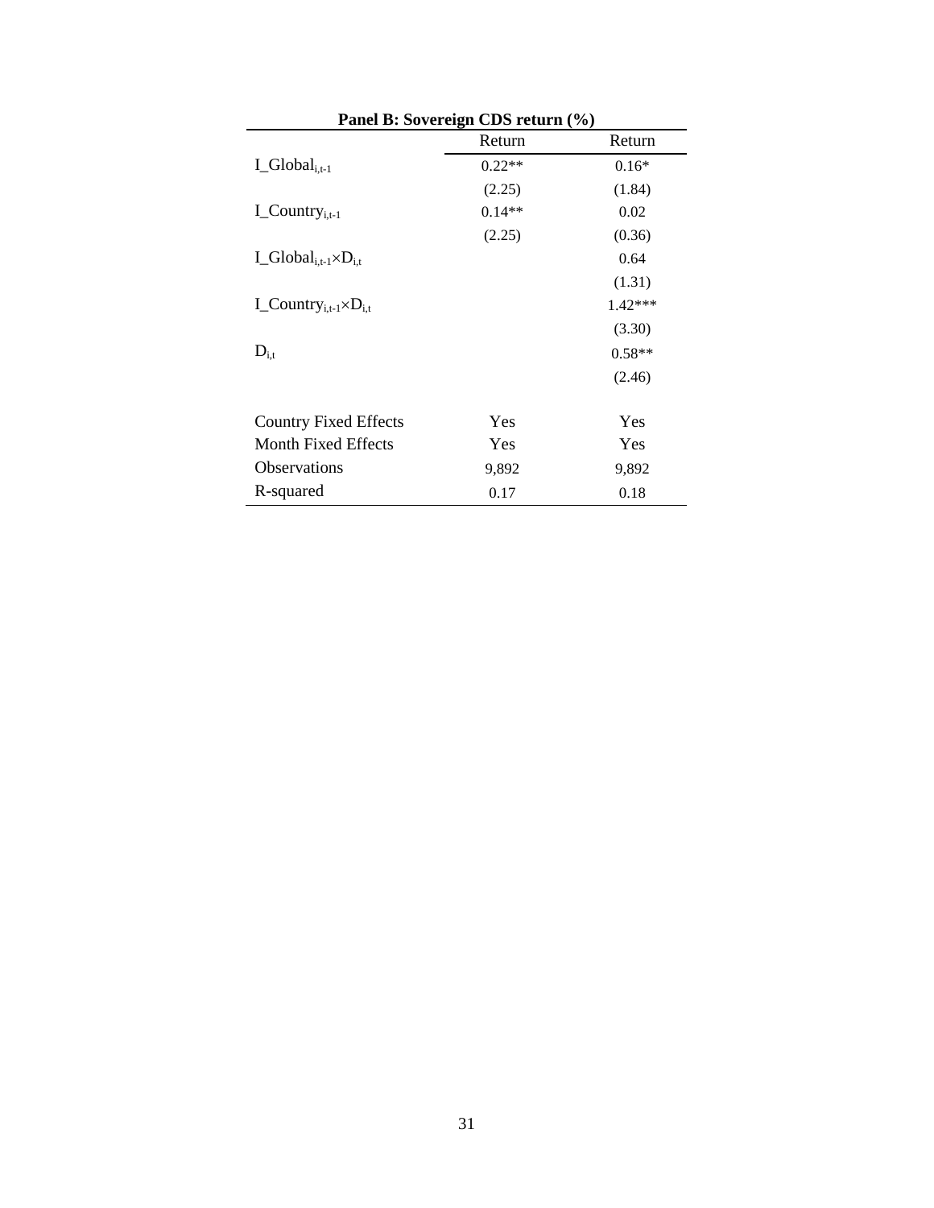**Panel B: Sovereign CDS return (%)**

| | Return | Return |
|---|---|---|
| $I\_Global_{i,t-1}$ | 0.22** | 0.16* |
| | (2.25) | (1.84) |
| $I\_Country_{i,t-1}$ | 0.14** | 0.02 |
| | (2.25) | (0.36) |
| $I\_Global_{i,t-1} \times D_{i,t}$ | | 0.64 |
| | | (1.31) |
| $I\_Country_{i,t-1} \times D_{i,t}$ | | 1.42*** |
| | | (3.30) |
| $D_{i,t}$ | | 0.58** |
| | | (2.46) |
| | | |
| Country Fixed Effects | Yes | Yes |
| Month Fixed Effects | Yes | Yes |
| Observations | 9,892 | 9,892 |
| R-squared | 0.17 | 0.18 |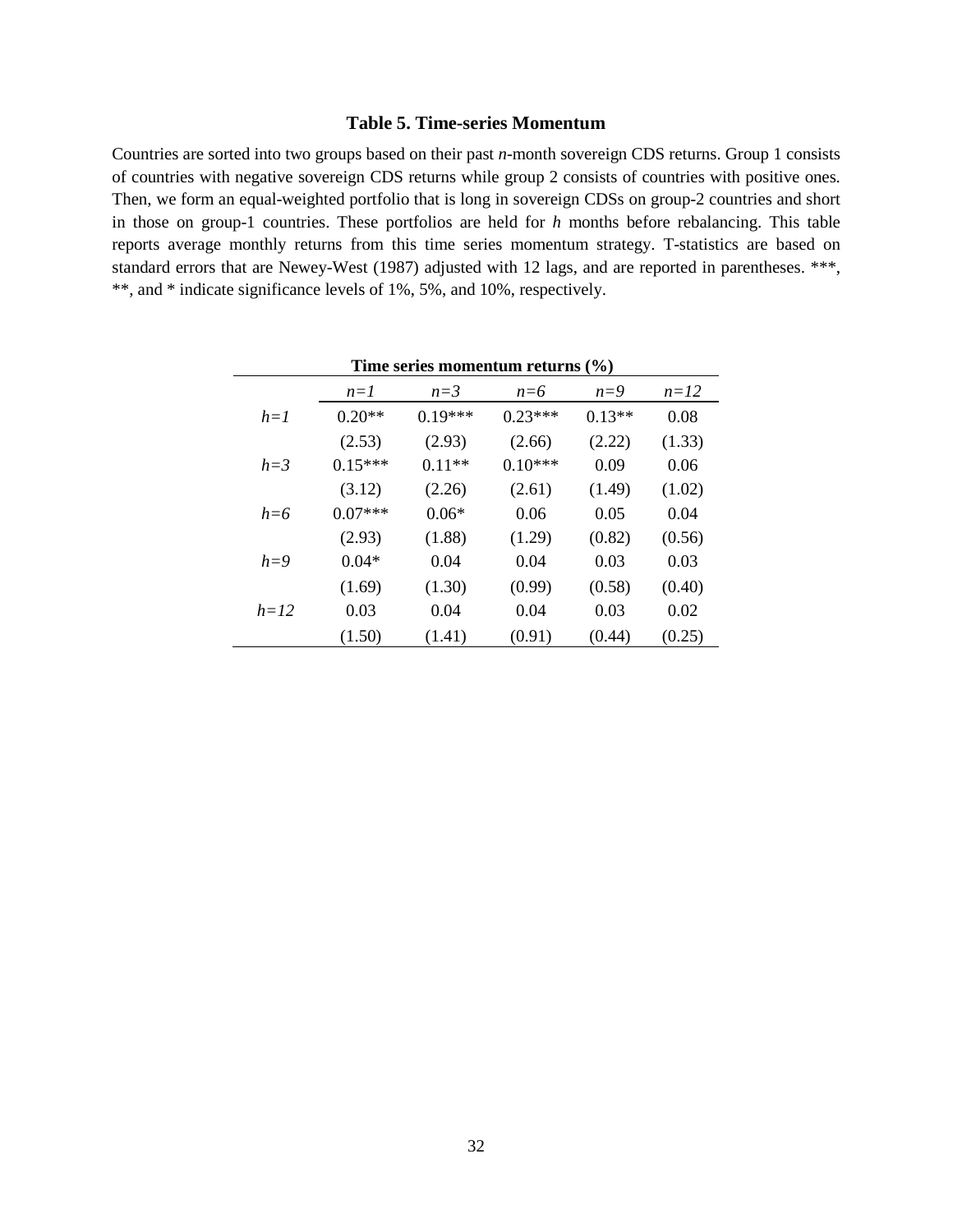### Table 5. Time-series Momentum

Countries are sorted into two groups based on their past *n*-month sovereign CDS returns. Group 1 consists of countries with negative sovereign CDS returns while group 2 consists of countries with positive ones. Then, we form an equal-weighted portfolio that is long in sovereign CDSs on group-2 countries and short in those on group-1 countries. These portfolios are held for *h* months before rebalancing. This table reports average monthly returns from this time series momentum strategy. T-statistics are based on standard errors that are Newey-West (1987) adjusted with 12 lags, and are reported in parentheses. ***, **, and * indicate significance levels of 1%, 5%, and 10%, respectively.

| Time series momentum returns (%) | | | | | |
|---|---|---|---|---|---|
| | *n=1* | *n=3* | *n=6* | *n=9* | *n=12* |
| *h=1* | 0.20** | 0.19*** | 0.23*** | 0.13** | 0.08 |
| | (2.53) | (2.93) | (2.66) | (2.22) | (1.33) |
| *h=3* | 0.15*** | 0.11** | 0.10*** | 0.09 | 0.06 |
| | (3.12) | (2.26) | (2.61) | (1.49) | (1.02) |
| *h=6* | 0.07*** | 0.06* | 0.06 | 0.05 | 0.04 |
| | (2.93) | (1.88) | (1.29) | (0.82) | (0.56) |
| *h=9* | 0.04* | 0.04 | 0.04 | 0.03 | 0.03 |
| | (1.69) | (1.30) | (0.99) | (0.58) | (0.40) |
| *h=12* | 0.03 | 0.04 | 0.04 | 0.03 | 0.02 |
| | (1.50) | (1.41) | (0.91) | (0.44) | (0.25) |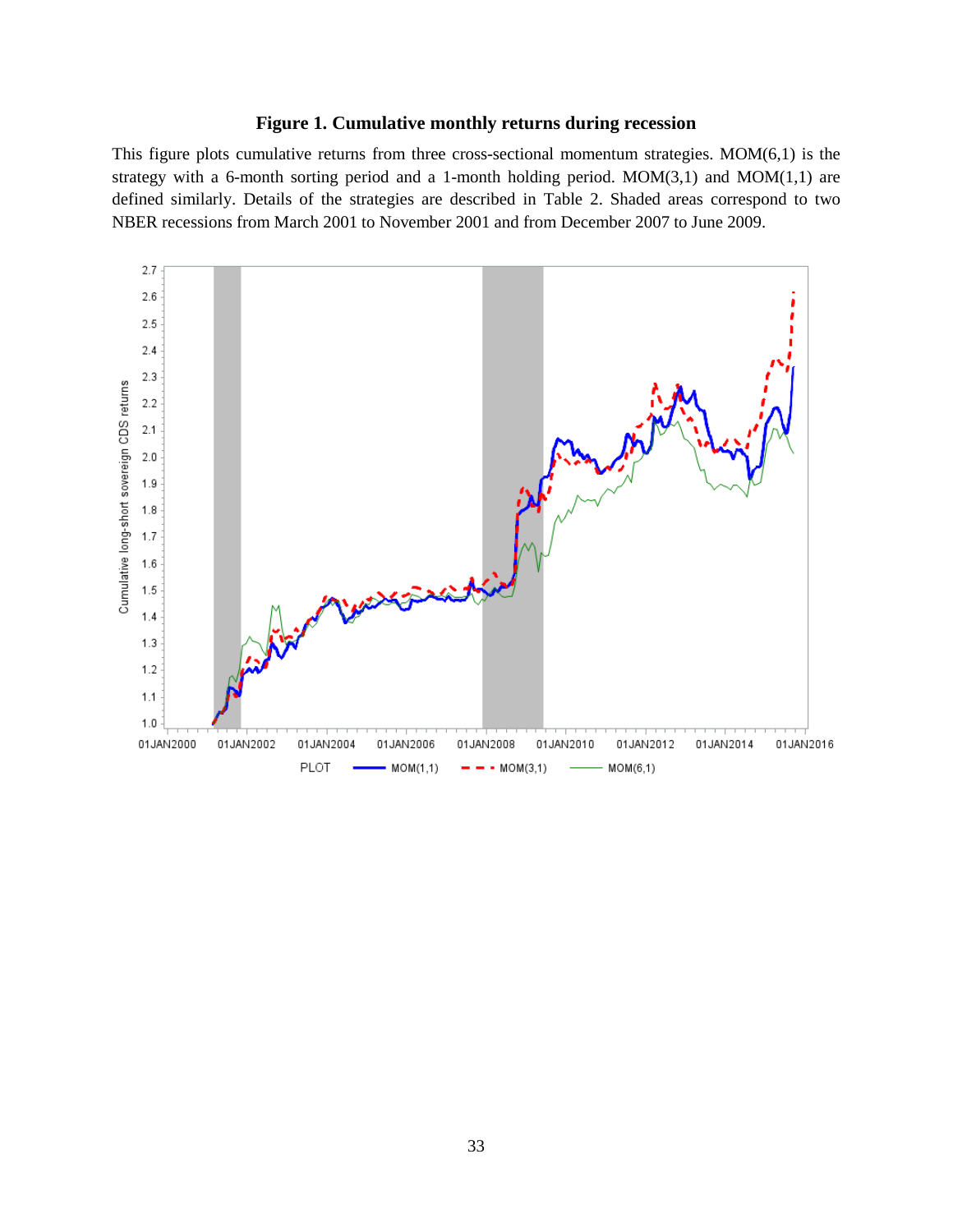**Figure 1. Cumulative monthly returns during recession**

This figure plots cumulative returns from three cross-sectional momentum strategies. MOM(6,1) is the strategy with a 6-month sorting period and a 1-month holding period. MOM(3,1) and MOM(1,1) are defined similarly. Details of the strategies are described in Table 2. Shaded areas correspond to two NBER recessions from March 2001 to November 2001 and from December 2007 to June 2009.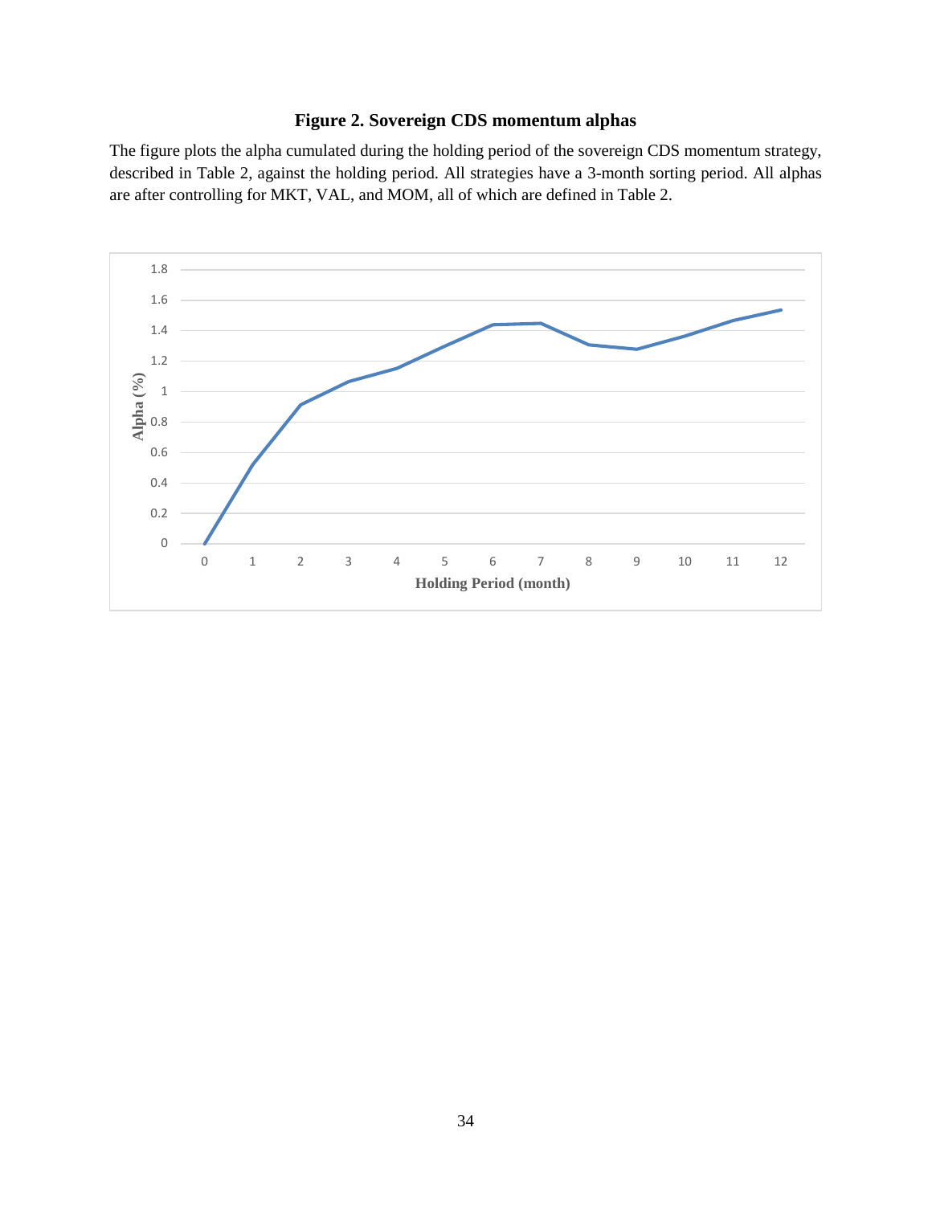**Figure 2. Sovereign CDS momentum alphas**

The figure plots the alpha cumulated during the holding period of the sovereign CDS momentum strategy, described in Table 2, against the holding period. All strategies have a 3-month sorting period. All alphas are after controlling for MKT, VAL, and MOM, all of which are defined in Table 2.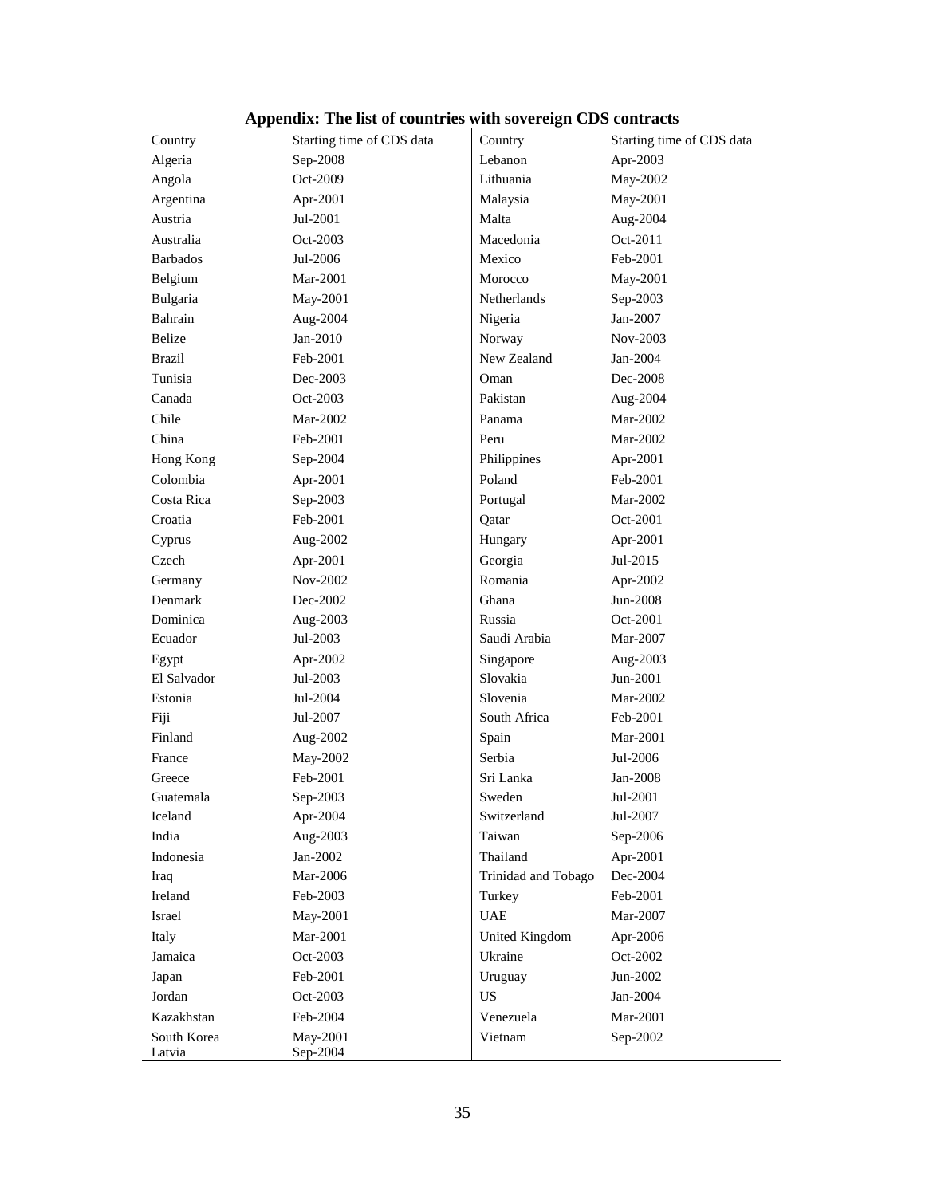**Appendix: The list of countries with sovereign CDS contracts**

| Country | Starting time of CDS data | Country | Starting time of CDS data |
|---|---|---|---|
| Algeria | Sep-2008 | Lebanon | Apr-2003 |
| Angola | Oct-2009 | Lithuania | May-2002 |
| Argentina | Apr-2001 | Malaysia | May-2001 |
| Austria | Jul-2001 | Malta | Aug-2004 |
| Australia | Oct-2003 | Macedonia | Oct-2011 |
| Barbados | Jul-2006 | Mexico | Feb-2001 |
| Belgium | Mar-2001 | Morocco | May-2001 |
| Bulgaria | May-2001 | Netherlands | Sep-2003 |
| Bahrain | Aug-2004 | Nigeria | Jan-2007 |
| Belize | Jan-2010 | Norway | Nov-2003 |
| Brazil | Feb-2001 | New Zealand | Jan-2004 |
| Tunisia | Dec-2003 | Oman | Dec-2008 |
| Canada | Oct-2003 | Pakistan | Aug-2004 |
| Chile | Mar-2002 | Panama | Mar-2002 |
| China | Feb-2001 | Peru | Mar-2002 |
| Hong Kong | Sep-2004 | Philippines | Apr-2001 |
| Colombia | Apr-2001 | Poland | Feb-2001 |
| Costa Rica | Sep-2003 | Portugal | Mar-2002 |
| Croatia | Feb-2001 | Qatar | Oct-2001 |
| Cyprus | Aug-2002 | Hungary | Apr-2001 |
| Czech | Apr-2001 | Georgia | Jul-2015 |
| Germany | Nov-2002 | Romania | Apr-2002 |
| Denmark | Dec-2002 | Ghana | Jun-2008 |
| Dominica | Aug-2003 | Russia | Oct-2001 |
| Ecuador | Jul-2003 | Saudi Arabia | Mar-2007 |
| Egypt | Apr-2002 | Singapore | Aug-2003 |
| El Salvador | Jul-2003 | Slovakia | Jun-2001 |
| Estonia | Jul-2004 | Slovenia | Mar-2002 |
| Fiji | Jul-2007 | South Africa | Feb-2001 |
| Finland | Aug-2002 | Spain | Mar-2001 |
| France | May-2002 | Serbia | Jul-2006 |
| Greece | Feb-2001 | Sri Lanka | Jan-2008 |
| Guatemala | Sep-2003 | Sweden | Jul-2001 |
| Iceland | Apr-2004 | Switzerland | Jul-2007 |
| India | Aug-2003 | Taiwan | Sep-2006 |
| Indonesia | Jan-2002 | Thailand | Apr-2001 |
| Iraq | Mar-2006 | Trinidad and Tobago | Dec-2004 |
| Ireland | Feb-2003 | Turkey | Feb-2001 |
| Israel | May-2001 | UAE | Mar-2007 |
| Italy | Mar-2001 | United Kingdom | Apr-2006 |
| Jamaica | Oct-2003 | Ukraine | Oct-2002 |
| Japan | Feb-2001 | Uruguay | Jun-2002 |
| Jordan | Oct-2003 | US | Jan-2004 |
| Kazakhstan | Feb-2004 | Venezuela | Mar-2001 |
| South Korea | May-2001 | Vietnam | Sep-2002 |
| Latvia | Sep-2004 | | |